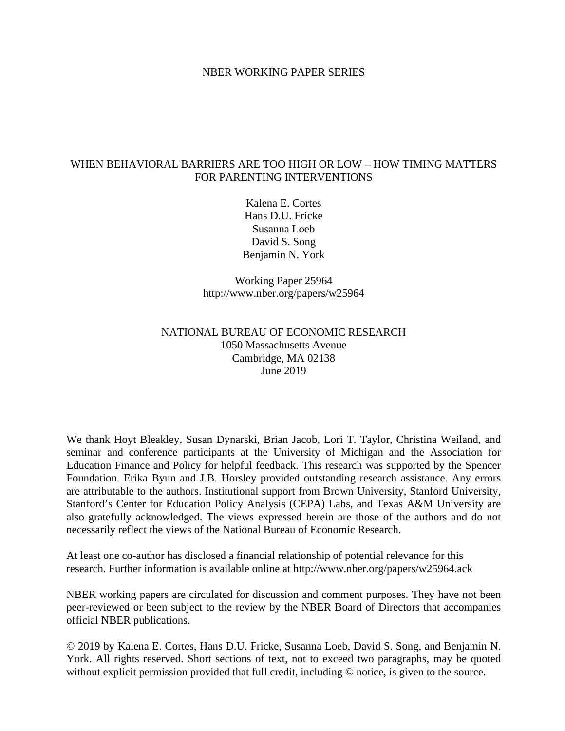NBER WORKING PAPER SERIES

# WHEN BEHAVIORAL BARRIERS ARE TOO HIGH OR LOW – HOW TIMING MATTERS FOR PARENTING INTERVENTIONS

Kalena E. Cortes
Hans D.U. Fricke
Susanna Loeb
David S. Song
Benjamin N. York

Working Paper 25964
http://www.nber.org/papers/w25964

NATIONAL BUREAU OF ECONOMIC RESEARCH
1050 Massachusetts Avenue
Cambridge, MA 02138
June 2019

We thank Hoyt Bleakley, Susan Dynarski, Brian Jacob, Lori T. Taylor, Christina Weiland, and seminar and conference participants at the University of Michigan and the Association for Education Finance and Policy for helpful feedback. This research was supported by the Spencer Foundation. Erika Byun and J.B. Horsley provided outstanding research assistance. Any errors are attributable to the authors. Institutional support from Brown University, Stanford University, Stanford's Center for Education Policy Analysis (CEPA) Labs, and Texas A&M University are also gratefully acknowledged. The views expressed herein are those of the authors and do not necessarily reflect the views of the National Bureau of Economic Research.

At least one co-author has disclosed a financial relationship of potential relevance for this research. Further information is available online at http://www.nber.org/papers/w25964.ack

NBER working papers are circulated for discussion and comment purposes. They have not been peer-reviewed or been subject to the review by the NBER Board of Directors that accompanies official NBER publications.

© 2019 by Kalena E. Cortes, Hans D.U. Fricke, Susanna Loeb, David S. Song, and Benjamin N. York. All rights reserved. Short sections of text, not to exceed two paragraphs, may be quoted without explicit permission provided that full credit, including © notice, is given to the source.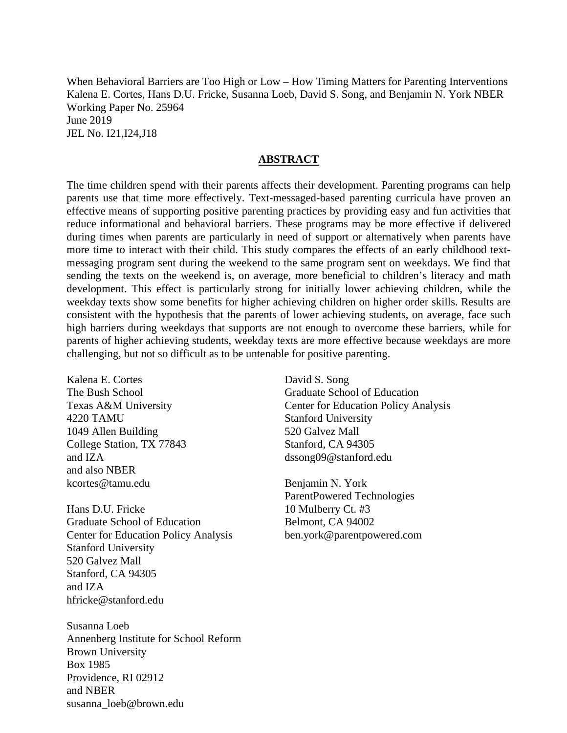When Behavioral Barriers are Too High or Low – How Timing Matters for Parenting Interventions
Kalena E. Cortes, Hans D.U. Fricke, Susanna Loeb, David S. Song, and Benjamin N. York NBER Working Paper No. 25964
June 2019
JEL No. I21,I24,J18

## ABSTRACT

The time children spend with their parents affects their development. Parenting programs can help parents use that time more effectively. Text-messaged-based parenting curricula have proven an effective means of supporting positive parenting practices by providing easy and fun activities that reduce informational and behavioral barriers. These programs may be more effective if delivered during times when parents are particularly in need of support or alternatively when parents have more time to interact with their child. This study compares the effects of an early childhood text-messaging program sent during the weekend to the same program sent on weekdays. We find that sending the texts on the weekend is, on average, more beneficial to children's literacy and math development. This effect is particularly strong for initially lower achieving children, while the weekday texts show some benefits for higher achieving children on higher order skills. Results are consistent with the hypothesis that the parents of lower achieving students, on average, face such high barriers during weekdays that supports are not enough to overcome these barriers, while for parents of higher achieving students, weekday texts are more effective because weekdays are more challenging, but not so difficult as to be untenable for positive parenting.

Kalena E. Cortes
The Bush School
Texas A&M University
4220 TAMU
1049 Allen Building
College Station, TX 77843
and IZA
and also NBER
kcortes@tamu.edu

Hans D.U. Fricke
Graduate School of Education
Center for Education Policy Analysis
Stanford University
520 Galvez Mall
Stanford, CA 94305
and IZA
hfricke@stanford.edu

Susanna Loeb
Annenberg Institute for School Reform
Brown University
Box 1985
Providence, RI 02912
and NBER
susanna_loeb@brown.edu

David S. Song
Graduate School of Education
Center for Education Policy Analysis
Stanford University
520 Galvez Mall
Stanford, CA 94305
dssong09@stanford.edu

Benjamin N. York
ParentPowered Technologies
10 Mulberry Ct. #3
Belmont, CA 94002
ben.york@parentpowered.com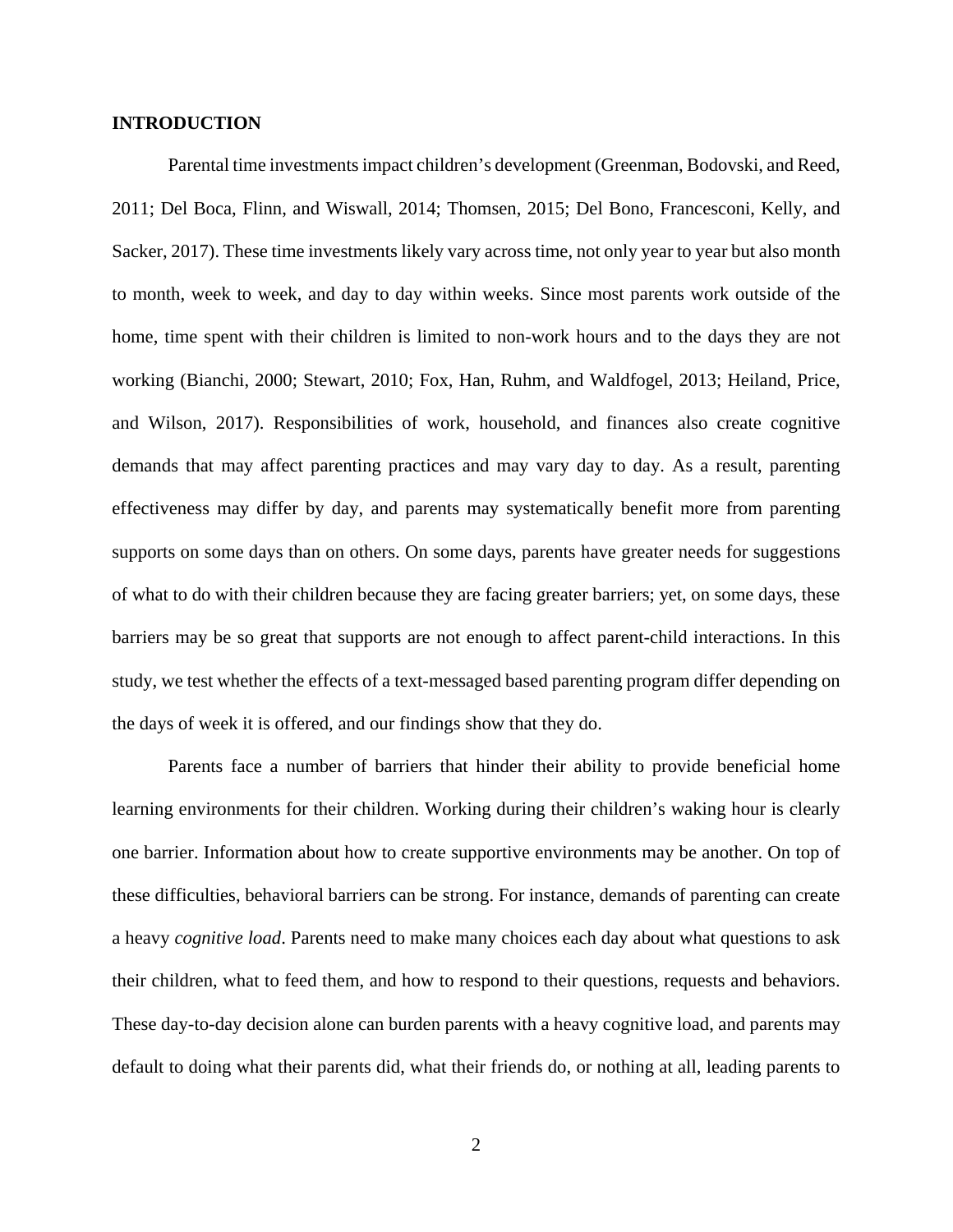## INTRODUCTION

Parental time investments impact children's development (Greenman, Bodovski, and Reed, 2011; Del Boca, Flinn, and Wiswall, 2014; Thomsen, 2015; Del Bono, Francesconi, Kelly, and Sacker, 2017). These time investments likely vary across time, not only year to year but also month to month, week to week, and day to day within weeks. Since most parents work outside of the home, time spent with their children is limited to non-work hours and to the days they are not working (Bianchi, 2000; Stewart, 2010; Fox, Han, Ruhm, and Waldfogel, 2013; Heiland, Price, and Wilson, 2017). Responsibilities of work, household, and finances also create cognitive demands that may affect parenting practices and may vary day to day. As a result, parenting effectiveness may differ by day, and parents may systematically benefit more from parenting supports on some days than on others. On some days, parents have greater needs for suggestions of what to do with their children because they are facing greater barriers; yet, on some days, these barriers may be so great that supports are not enough to affect parent-child interactions. In this study, we test whether the effects of a text-messaged based parenting program differ depending on the days of week it is offered, and our findings show that they do.

Parents face a number of barriers that hinder their ability to provide beneficial home learning environments for their children. Working during their children's waking hour is clearly one barrier. Information about how to create supportive environments may be another. On top of these difficulties, behavioral barriers can be strong. For instance, demands of parenting can create a heavy *cognitive load*. Parents need to make many choices each day about what questions to ask their children, what to feed them, and how to respond to their questions, requests and behaviors. These day-to-day decision alone can burden parents with a heavy cognitive load, and parents may default to doing what their parents did, what their friends do, or nothing at all, leading parents to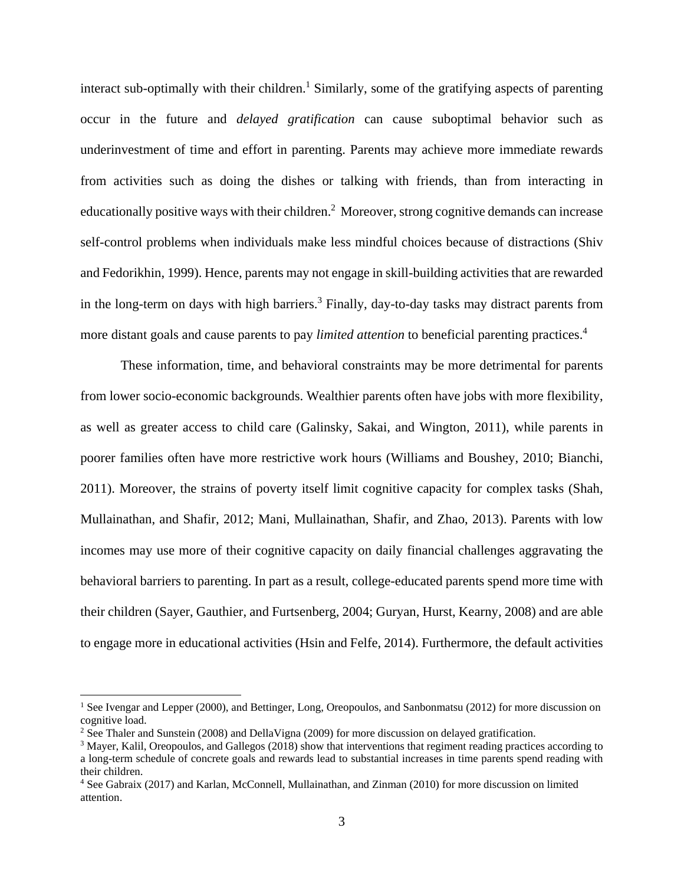interact sub-optimally with their children.[1] Similarly, some of the gratifying aspects of parenting occur in the future and *delayed gratification* can cause suboptimal behavior such as underinvestment of time and effort in parenting. Parents may achieve more immediate rewards from activities such as doing the dishes or talking with friends, than from interacting in educationally positive ways with their children.[2] Moreover, strong cognitive demands can increase self-control problems when individuals make less mindful choices because of distractions (Shiv and Fedorikhin, 1999). Hence, parents may not engage in skill-building activities that are rewarded in the long-term on days with high barriers.[3] Finally, day-to-day tasks may distract parents from more distant goals and cause parents to pay *limited attention* to beneficial parenting practices.[4]

These information, time, and behavioral constraints may be more detrimental for parents from lower socio-economic backgrounds. Wealthier parents often have jobs with more flexibility, as well as greater access to child care (Galinsky, Sakai, and Wington, 2011), while parents in poorer families often have more restrictive work hours (Williams and Boushey, 2010; Bianchi, 2011). Moreover, the strains of poverty itself limit cognitive capacity for complex tasks (Shah, Mullainathan, and Shafir, 2012; Mani, Mullainathan, Shafir, and Zhao, 2013). Parents with low incomes may use more of their cognitive capacity on daily financial challenges aggravating the behavioral barriers to parenting. In part as a result, college-educated parents spend more time with their children (Sayer, Gauthier, and Furtsenberg, 2004; Guryan, Hurst, Kearny, 2008) and are able to engage more in educational activities (Hsin and Felfe, 2014). Furthermore, the default activities

---

[1] See Ivengar and Lepper (2000), and Bettinger, Long, Oreopoulos, and Sanbonmatsu (2012) for more discussion on cognitive load.

[2] See Thaler and Sunstein (2008) and DellaVigna (2009) for more discussion on delayed gratification.

[3] Mayer, Kalil, Oreopoulos, and Gallegos (2018) show that interventions that regiment reading practices according to a long-term schedule of concrete goals and rewards lead to substantial increases in time parents spend reading with their children.

[4] See Gabraix (2017) and Karlan, McConnell, Mullainathan, and Zinman (2010) for more discussion on limited attention.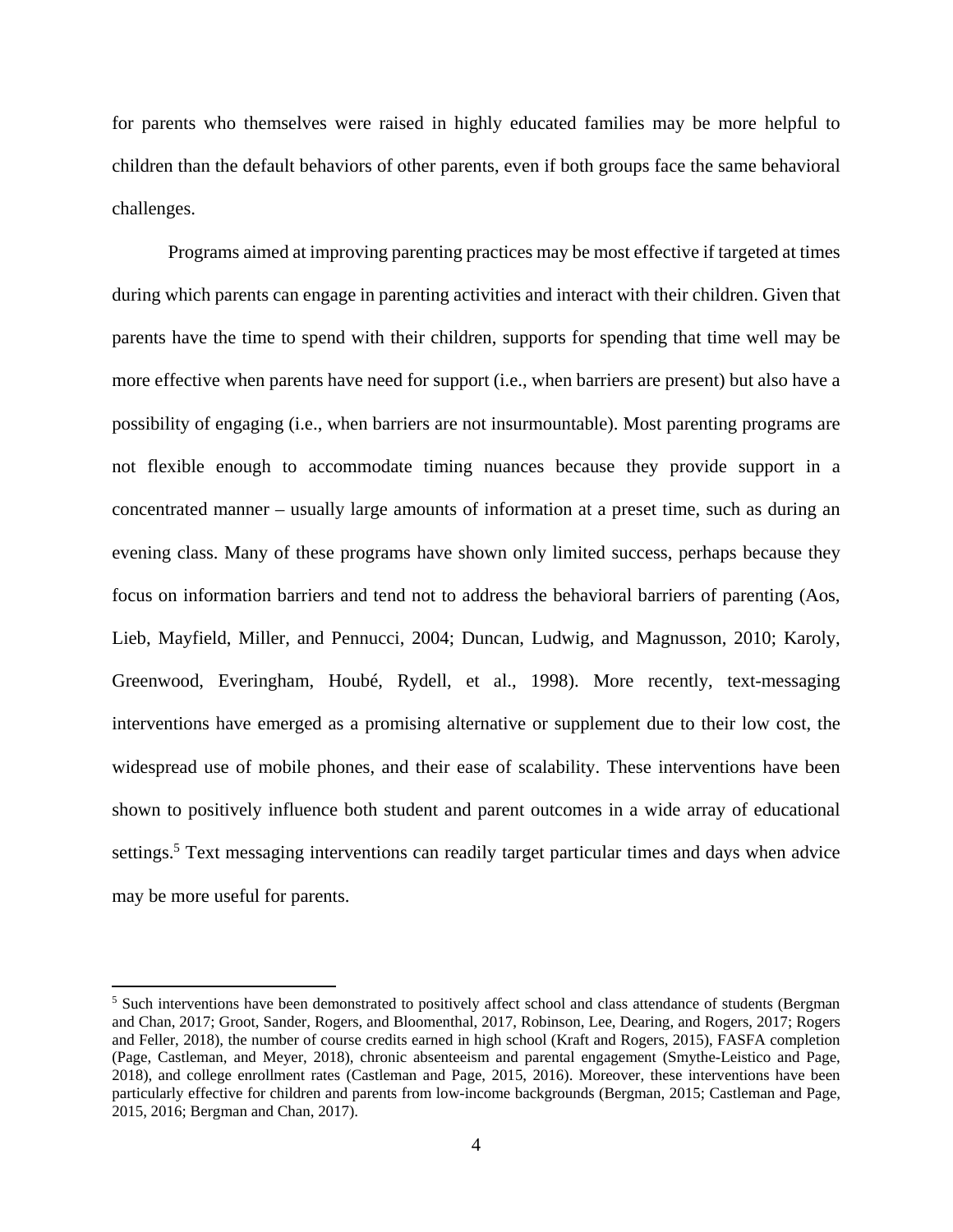for parents who themselves were raised in highly educated families may be more helpful to children than the default behaviors of other parents, even if both groups face the same behavioral challenges.

Programs aimed at improving parenting practices may be most effective if targeted at times during which parents can engage in parenting activities and interact with their children. Given that parents have the time to spend with their children, supports for spending that time well may be more effective when parents have need for support (i.e., when barriers are present) but also have a possibility of engaging (i.e., when barriers are not insurmountable). Most parenting programs are not flexible enough to accommodate timing nuances because they provide support in a concentrated manner – usually large amounts of information at a preset time, such as during an evening class. Many of these programs have shown only limited success, perhaps because they focus on information barriers and tend not to address the behavioral barriers of parenting (Aos, Lieb, Mayfield, Miller, and Pennucci, 2004; Duncan, Ludwig, and Magnusson, 2010; Karoly, Greenwood, Everingham, Houbé, Rydell, et al., 1998). More recently, text-messaging interventions have emerged as a promising alternative or supplement due to their low cost, the widespread use of mobile phones, and their ease of scalability. These interventions have been shown to positively influence both student and parent outcomes in a wide array of educational settings.[5] Text messaging interventions can readily target particular times and days when advice may be more useful for parents.

[5] Such interventions have been demonstrated to positively affect school and class attendance of students (Bergman and Chan, 2017; Groot, Sander, Rogers, and Bloomenthal, 2017, Robinson, Lee, Dearing, and Rogers, 2017; Rogers and Feller, 2018), the number of course credits earned in high school (Kraft and Rogers, 2015), FASFA completion (Page, Castleman, and Meyer, 2018), chronic absenteeism and parental engagement (Smythe-Leistico and Page, 2018), and college enrollment rates (Castleman and Page, 2015, 2016). Moreover, these interventions have been particularly effective for children and parents from low-income backgrounds (Bergman, 2015; Castleman and Page, 2015, 2016; Bergman and Chan, 2017).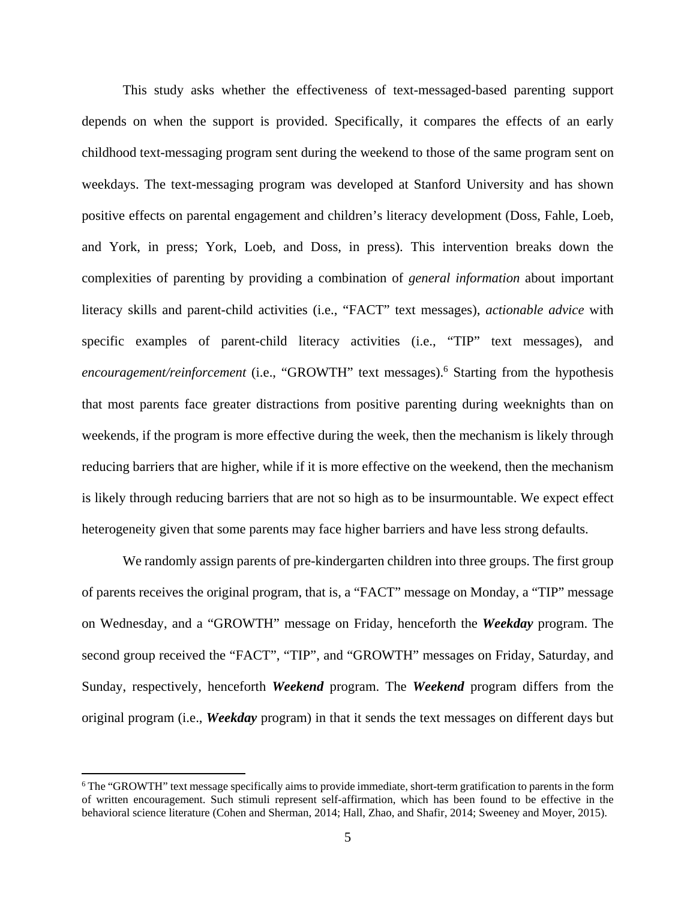This study asks whether the effectiveness of text-messaged-based parenting support depends on when the support is provided. Specifically, it compares the effects of an early childhood text-messaging program sent during the weekend to those of the same program sent on weekdays. The text-messaging program was developed at Stanford University and has shown positive effects on parental engagement and children's literacy development (Doss, Fahle, Loeb, and York, in press; York, Loeb, and Doss, in press). This intervention breaks down the complexities of parenting by providing a combination of *general information* about important literacy skills and parent-child activities (i.e., "FACT" text messages), *actionable advice* with specific examples of parent-child literacy activities (i.e., "TIP" text messages), and *encouragement/reinforcement* (i.e., "GROWTH" text messages).[6] Starting from the hypothesis that most parents face greater distractions from positive parenting during weeknights than on weekends, if the program is more effective during the week, then the mechanism is likely through reducing barriers that are higher, while if it is more effective on the weekend, then the mechanism is likely through reducing barriers that are not so high as to be insurmountable. We expect effect heterogeneity given that some parents may face higher barriers and have less strong defaults.

We randomly assign parents of pre-kindergarten children into three groups. The first group of parents receives the original program, that is, a "FACT" message on Monday, a "TIP" message on Wednesday, and a "GROWTH" message on Friday, henceforth the ***Weekday*** program. The second group received the "FACT", "TIP", and "GROWTH" messages on Friday, Saturday, and Sunday, respectively, henceforth ***Weekend*** program. The ***Weekend*** program differs from the original program (i.e., ***Weekday*** program) in that it sends the text messages on different days but

[6] The "GROWTH" text message specifically aims to provide immediate, short-term gratification to parents in the form of written encouragement. Such stimuli represent self-affirmation, which has been found to be effective in the behavioral science literature (Cohen and Sherman, 2014; Hall, Zhao, and Shafir, 2014; Sweeney and Moyer, 2015).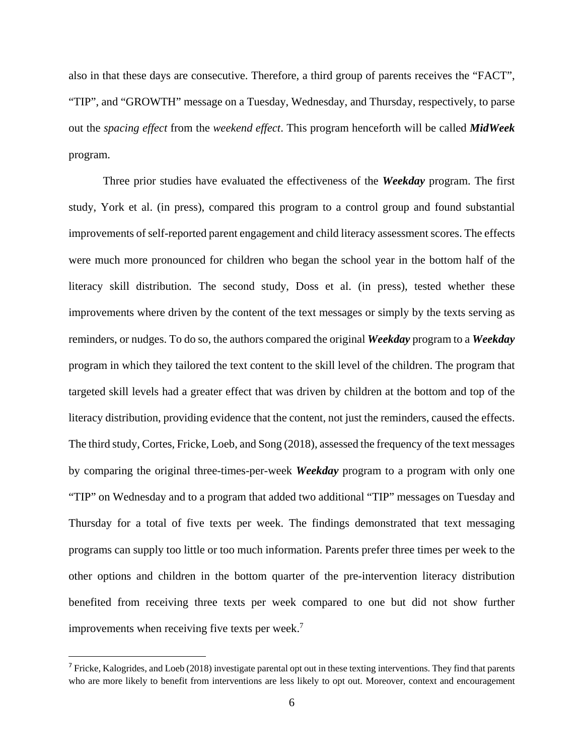also in that these days are consecutive. Therefore, a third group of parents receives the "FACT", "TIP", and "GROWTH" message on a Tuesday, Wednesday, and Thursday, respectively, to parse out the *spacing effect* from the *weekend effect*. This program henceforth will be called ***MidWeek*** program.

Three prior studies have evaluated the effectiveness of the ***Weekday*** program. The first study, York et al. (in press), compared this program to a control group and found substantial improvements of self-reported parent engagement and child literacy assessment scores. The effects were much more pronounced for children who began the school year in the bottom half of the literacy skill distribution. The second study, Doss et al. (in press), tested whether these improvements where driven by the content of the text messages or simply by the texts serving as reminders, or nudges. To do so, the authors compared the original ***Weekday*** program to a ***Weekday*** program in which they tailored the text content to the skill level of the children. The program that targeted skill levels had a greater effect that was driven by children at the bottom and top of the literacy distribution, providing evidence that the content, not just the reminders, caused the effects. The third study, Cortes, Fricke, Loeb, and Song (2018), assessed the frequency of the text messages by comparing the original three-times-per-week ***Weekday*** program to a program with only one "TIP" on Wednesday and to a program that added two additional "TIP" messages on Tuesday and Thursday for a total of five texts per week. The findings demonstrated that text messaging programs can supply too little or too much information. Parents prefer three times per week to the other options and children in the bottom quarter of the pre-intervention literacy distribution benefited from receiving three texts per week compared to one but did not show further improvements when receiving five texts per week.[7]

---

[7] Fricke, Kalogrides, and Loeb (2018) investigate parental opt out in these texting interventions. They find that parents who are more likely to benefit from interventions are less likely to opt out. Moreover, context and encouragement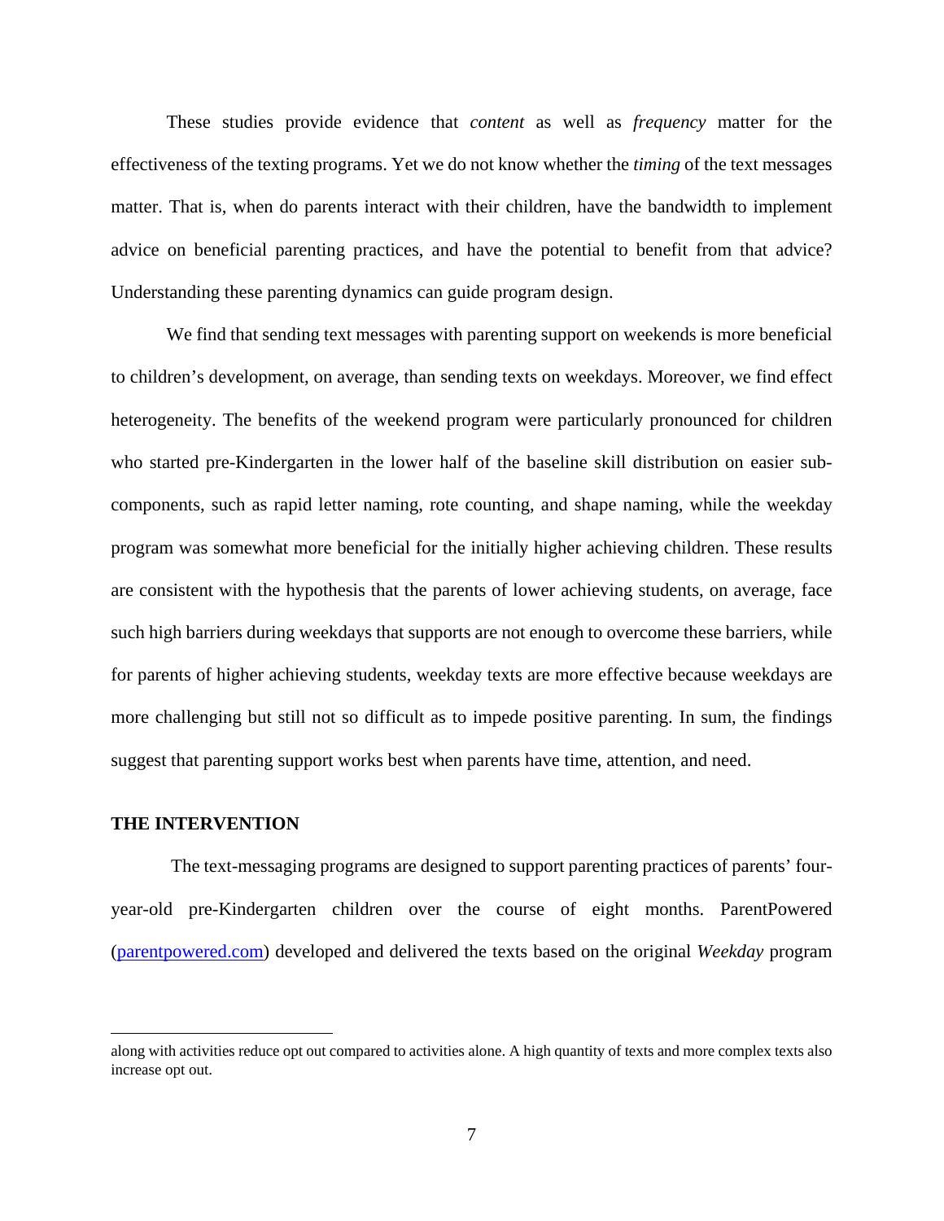These studies provide evidence that *content* as well as *frequency* matter for the effectiveness of the texting programs. Yet we do not know whether the *timing* of the text messages matter. That is, when do parents interact with their children, have the bandwidth to implement advice on beneficial parenting practices, and have the potential to benefit from that advice? Understanding these parenting dynamics can guide program design.

We find that sending text messages with parenting support on weekends is more beneficial to children's development, on average, than sending texts on weekdays. Moreover, we find effect heterogeneity. The benefits of the weekend program were particularly pronounced for children who started pre-Kindergarten in the lower half of the baseline skill distribution on easier sub-components, such as rapid letter naming, rote counting, and shape naming, while the weekday program was somewhat more beneficial for the initially higher achieving children. These results are consistent with the hypothesis that the parents of lower achieving students, on average, face such high barriers during weekdays that supports are not enough to overcome these barriers, while for parents of higher achieving students, weekday texts are more effective because weekdays are more challenging but still not so difficult as to impede positive parenting. In sum, the findings suggest that parenting support works best when parents have time, attention, and need.

## THE INTERVENTION

The text-messaging programs are designed to support parenting practices of parents' four-year-old pre-Kindergarten children over the course of eight months. ParentPowered (parentpowered.com) developed and delivered the texts based on the original *Weekday* program

---

along with activities reduce opt out compared to activities alone. A high quantity of texts and more complex texts also increase opt out.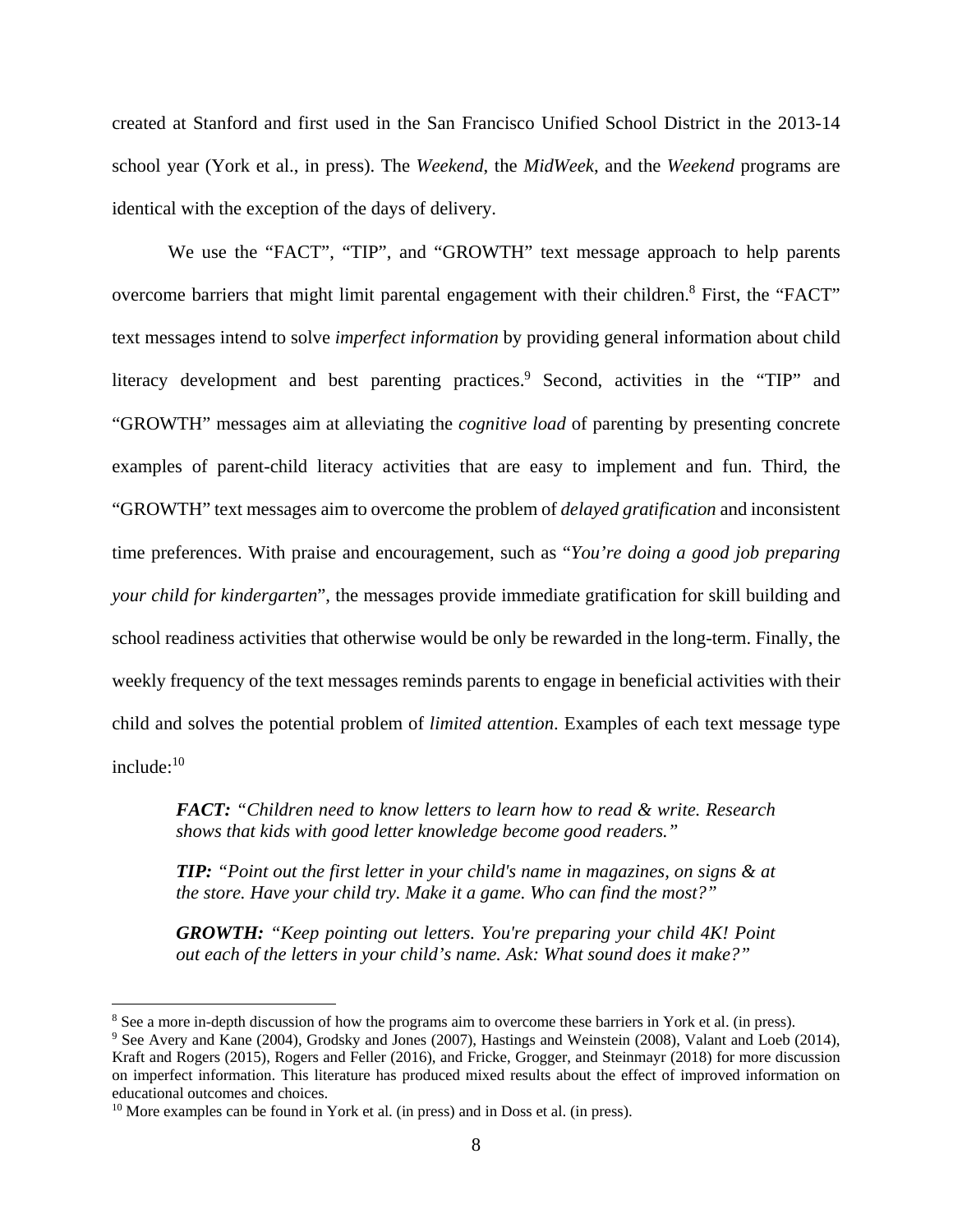created at Stanford and first used in the San Francisco Unified School District in the 2013-14 school year (York et al., in press). The *Weekend*, the *MidWeek*, and the *Weekend* programs are identical with the exception of the days of delivery.

We use the "FACT", "TIP", and "GROWTH" text message approach to help parents overcome barriers that might limit parental engagement with their children.[8] First, the "FACT" text messages intend to solve *imperfect information* by providing general information about child literacy development and best parenting practices.[9] Second, activities in the "TIP" and "GROWTH" messages aim at alleviating the *cognitive load* of parenting by presenting concrete examples of parent-child literacy activities that are easy to implement and fun. Third, the "GROWTH" text messages aim to overcome the problem of *delayed gratification* and inconsistent time preferences. With praise and encouragement, such as "*You're doing a good job preparing your child for kindergarten*", the messages provide immediate gratification for skill building and school readiness activities that otherwise would be only be rewarded in the long-term. Finally, the weekly frequency of the text messages reminds parents to engage in beneficial activities with their child and solves the potential problem of *limited attention*. Examples of each text message type include:[10]

> ***FACT:*** *"Children need to know letters to learn how to read & write. Research shows that kids with good letter knowledge become good readers."*
>
> ***TIP:*** *"Point out the first letter in your child's name in magazines, on signs & at the store. Have your child try. Make it a game. Who can find the most?"*
>
> ***GROWTH:*** *"Keep pointing out letters. You're preparing your child 4K! Point out each of the letters in your child's name. Ask: What sound does it make?"*

---

[8] See a more in-depth discussion of how the programs aim to overcome these barriers in York et al. (in press).

[9] See Avery and Kane (2004), Grodsky and Jones (2007), Hastings and Weinstein (2008), Valant and Loeb (2014), Kraft and Rogers (2015), Rogers and Feller (2016), and Fricke, Grogger, and Steinmayr (2018) for more discussion on imperfect information. This literature has produced mixed results about the effect of improved information on educational outcomes and choices.

[10] More examples can be found in York et al. (in press) and in Doss et al. (in press).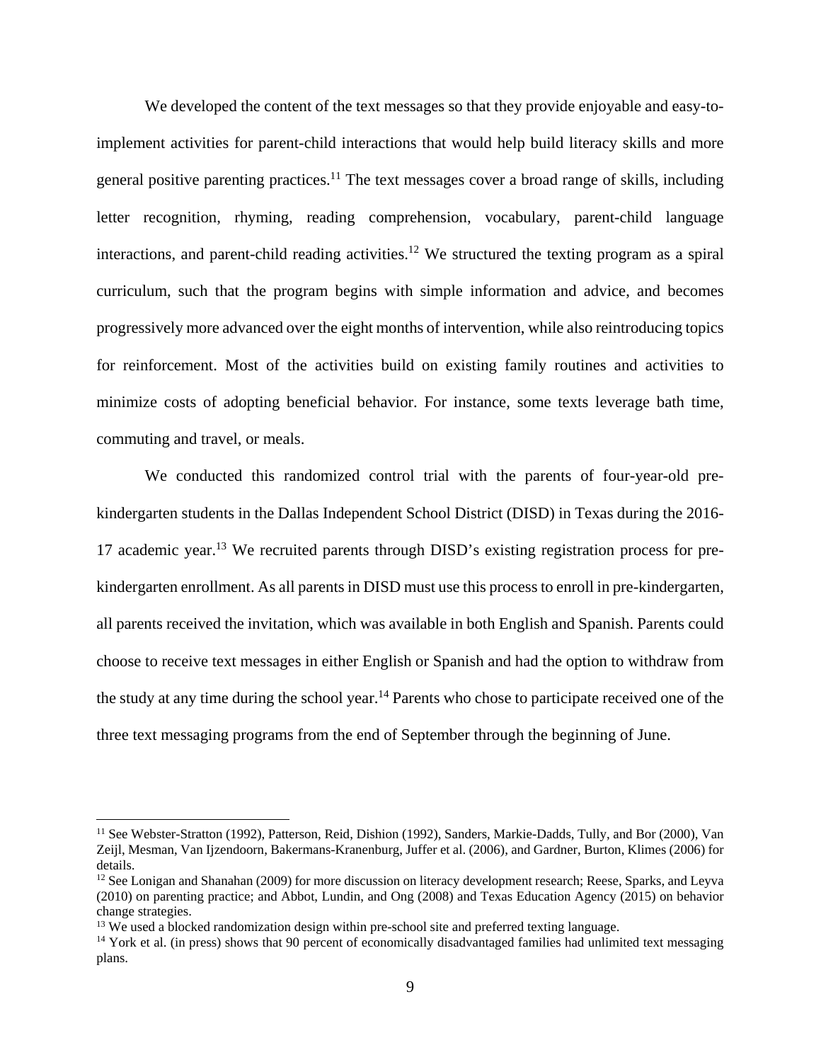We developed the content of the text messages so that they provide enjoyable and easy-to-implement activities for parent-child interactions that would help build literacy skills and more general positive parenting practices.[11] The text messages cover a broad range of skills, including letter recognition, rhyming, reading comprehension, vocabulary, parent-child language interactions, and parent-child reading activities.[12] We structured the texting program as a spiral curriculum, such that the program begins with simple information and advice, and becomes progressively more advanced over the eight months of intervention, while also reintroducing topics for reinforcement. Most of the activities build on existing family routines and activities to minimize costs of adopting beneficial behavior. For instance, some texts leverage bath time, commuting and travel, or meals.

We conducted this randomized control trial with the parents of four-year-old pre-kindergarten students in the Dallas Independent School District (DISD) in Texas during the 2016-17 academic year.[13] We recruited parents through DISD's existing registration process for pre-kindergarten enrollment. As all parents in DISD must use this process to enroll in pre-kindergarten, all parents received the invitation, which was available in both English and Spanish. Parents could choose to receive text messages in either English or Spanish and had the option to withdraw from the study at any time during the school year.[14] Parents who chose to participate received one of the three text messaging programs from the end of September through the beginning of June.

---

[11] See Webster-Stratton (1992), Patterson, Reid, Dishion (1992), Sanders, Markie-Dadds, Tully, and Bor (2000), Van Zeijl, Mesman, Van Ijzendoorn, Bakermans-Kranenburg, Juffer et al. (2006), and Gardner, Burton, Klimes (2006) for details.

[12] See Lonigan and Shanahan (2009) for more discussion on literacy development research; Reese, Sparks, and Leyva (2010) on parenting practice; and Abbot, Lundin, and Ong (2008) and Texas Education Agency (2015) on behavior change strategies.

[13] We used a blocked randomization design within pre-school site and preferred texting language.

[14] York et al. (in press) shows that 90 percent of economically disadvantaged families had unlimited text messaging plans.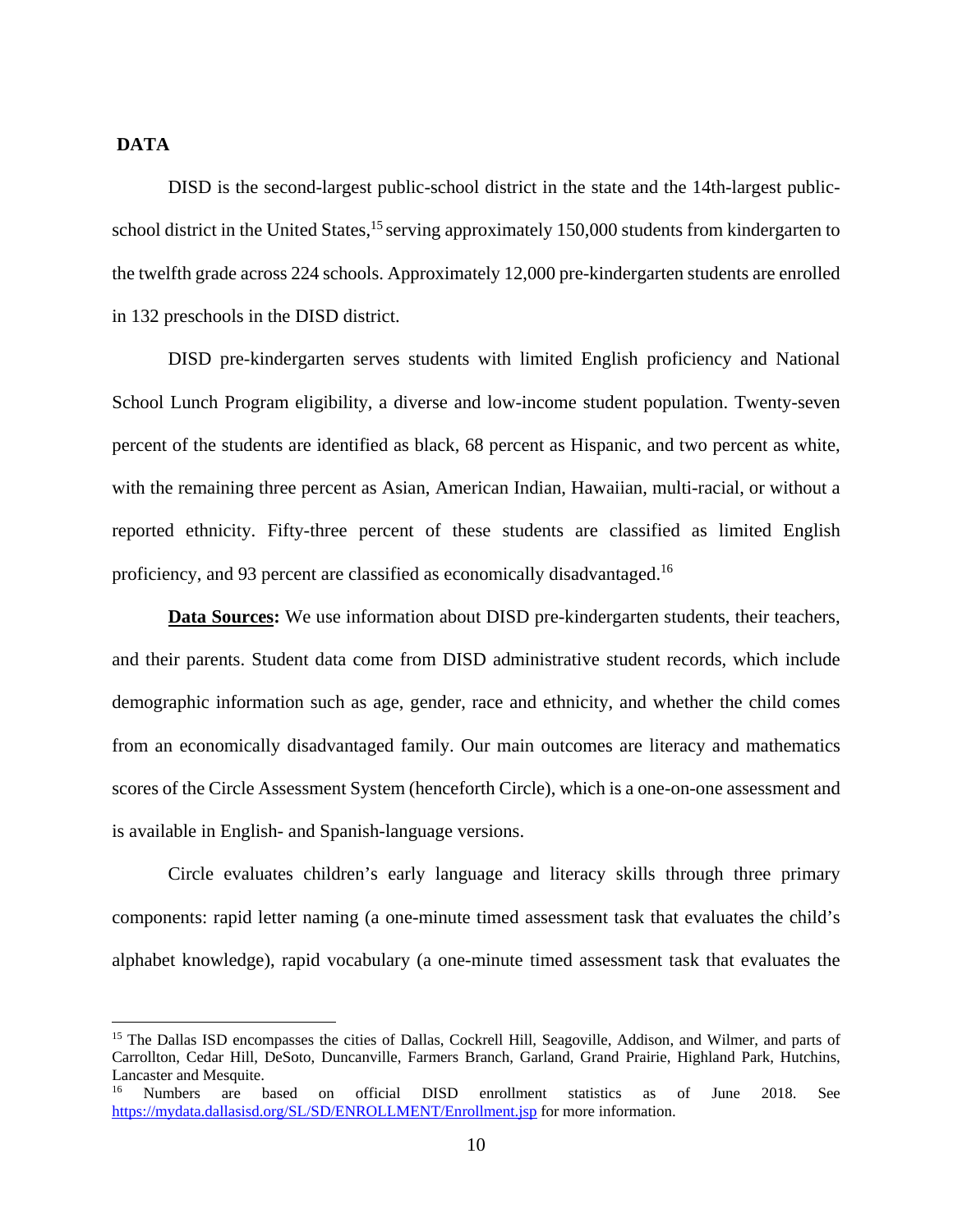## DATA

DISD is the second-largest public-school district in the state and the 14th-largest public-school district in the United States,[15] serving approximately 150,000 students from kindergarten to the twelfth grade across 224 schools. Approximately 12,000 pre-kindergarten students are enrolled in 132 preschools in the DISD district.

DISD pre-kindergarten serves students with limited English proficiency and National School Lunch Program eligibility, a diverse and low-income student population. Twenty-seven percent of the students are identified as black, 68 percent as Hispanic, and two percent as white, with the remaining three percent as Asian, American Indian, Hawaiian, multi-racial, or without a reported ethnicity. Fifty-three percent of these students are classified as limited English proficiency, and 93 percent are classified as economically disadvantaged.[16]

**Data Sources:** We use information about DISD pre-kindergarten students, their teachers, and their parents. Student data come from DISD administrative student records, which include demographic information such as age, gender, race and ethnicity, and whether the child comes from an economically disadvantaged family. Our main outcomes are literacy and mathematics scores of the Circle Assessment System (henceforth Circle), which is a one-on-one assessment and is available in English- and Spanish-language versions.

Circle evaluates children's early language and literacy skills through three primary components: rapid letter naming (a one-minute timed assessment task that evaluates the child's alphabet knowledge), rapid vocabulary (a one-minute timed assessment task that evaluates the

---

[15] The Dallas ISD encompasses the cities of Dallas, Cockrell Hill, Seagoville, Addison, and Wilmer, and parts of Carrollton, Cedar Hill, DeSoto, Duncanville, Farmers Branch, Garland, Grand Prairie, Highland Park, Hutchins, Lancaster and Mesquite.

[16] Numbers are based on official DISD enrollment statistics as of June 2018. See https://mydata.dallasisd.org/SL/SD/ENROLLMENT/Enrollment.jsp for more information.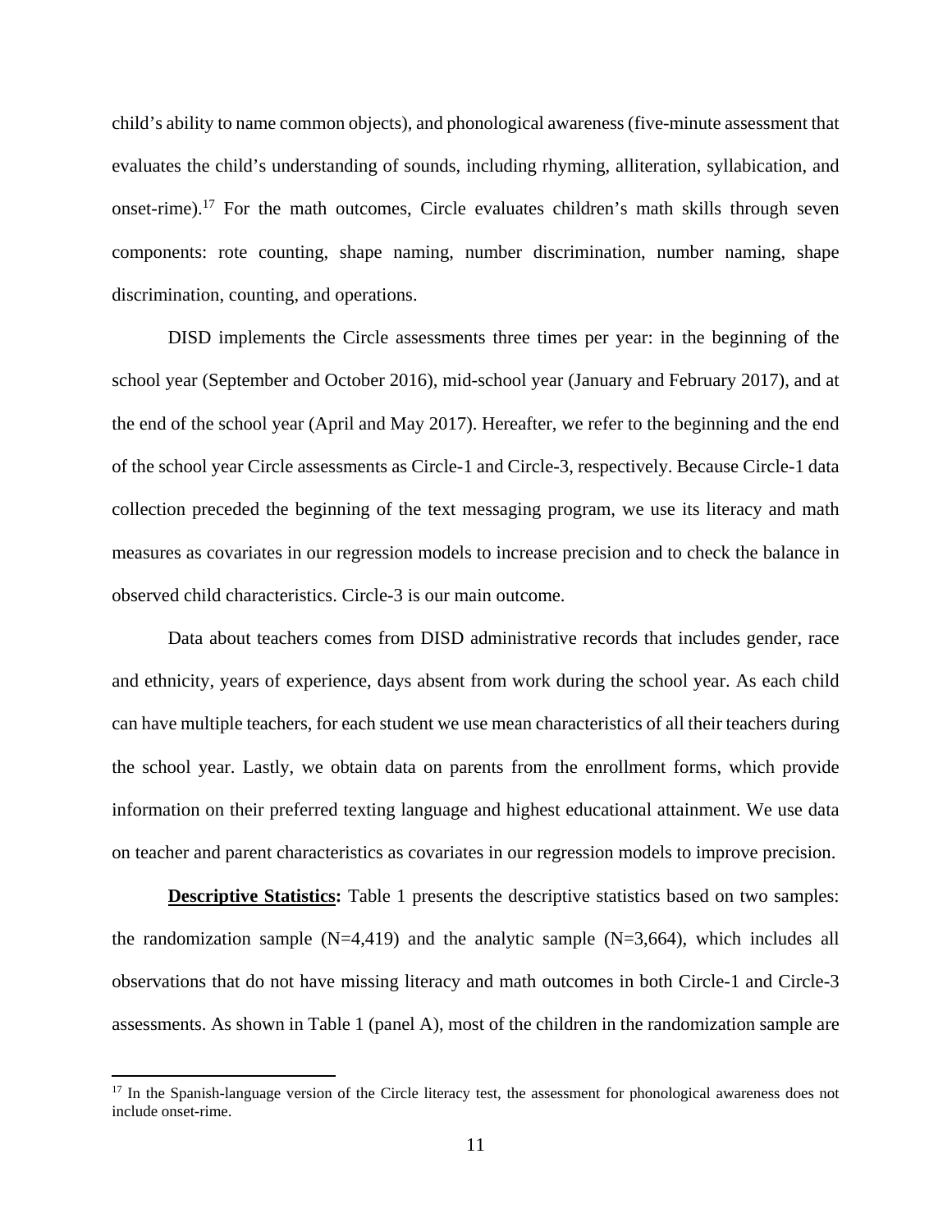child's ability to name common objects), and phonological awareness (five-minute assessment that evaluates the child's understanding of sounds, including rhyming, alliteration, syllabication, and onset-rime).[17] For the math outcomes, Circle evaluates children's math skills through seven components: rote counting, shape naming, number discrimination, number naming, shape discrimination, counting, and operations.

DISD implements the Circle assessments three times per year: in the beginning of the school year (September and October 2016), mid-school year (January and February 2017), and at the end of the school year (April and May 2017). Hereafter, we refer to the beginning and the end of the school year Circle assessments as Circle-1 and Circle-3, respectively. Because Circle-1 data collection preceded the beginning of the text messaging program, we use its literacy and math measures as covariates in our regression models to increase precision and to check the balance in observed child characteristics. Circle-3 is our main outcome.

Data about teachers comes from DISD administrative records that includes gender, race and ethnicity, years of experience, days absent from work during the school year. As each child can have multiple teachers, for each student we use mean characteristics of all their teachers during the school year. Lastly, we obtain data on parents from the enrollment forms, which provide information on their preferred texting language and highest educational attainment. We use data on teacher and parent characteristics as covariates in our regression models to improve precision.

**Descriptive Statistics:** Table 1 presents the descriptive statistics based on two samples: the randomization sample (N=4,419) and the analytic sample (N=3,664), which includes all observations that do not have missing literacy and math outcomes in both Circle-1 and Circle-3 assessments. As shown in Table 1 (panel A), most of the children in the randomization sample are

[17] In the Spanish-language version of the Circle literacy test, the assessment for phonological awareness does not include onset-rime.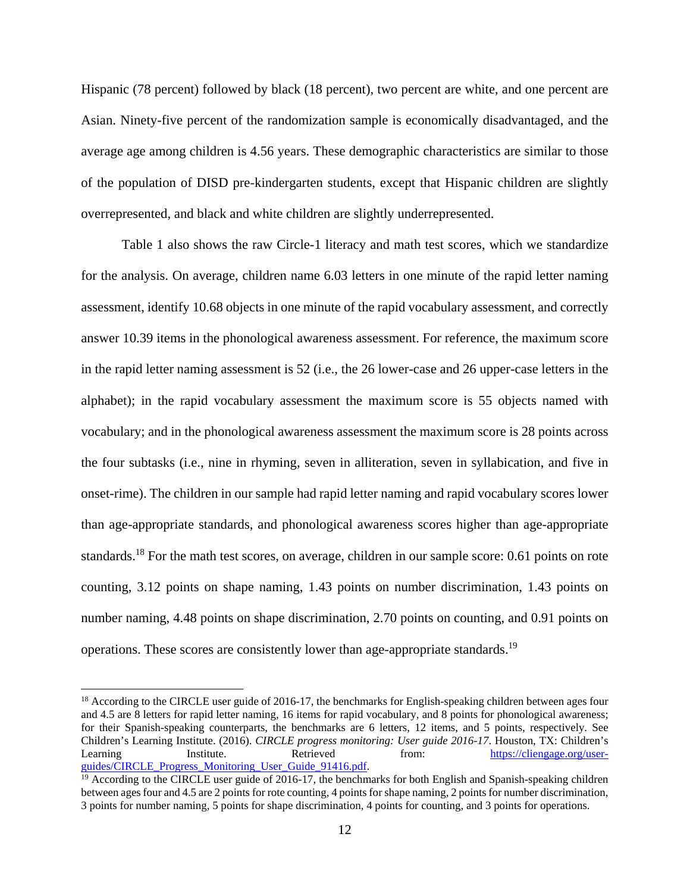Hispanic (78 percent) followed by black (18 percent), two percent are white, and one percent are Asian. Ninety-five percent of the randomization sample is economically disadvantaged, and the average age among children is 4.56 years. These demographic characteristics are similar to those of the population of DISD pre-kindergarten students, except that Hispanic children are slightly overrepresented, and black and white children are slightly underrepresented.

Table 1 also shows the raw Circle-1 literacy and math test scores, which we standardize for the analysis. On average, children name 6.03 letters in one minute of the rapid letter naming assessment, identify 10.68 objects in one minute of the rapid vocabulary assessment, and correctly answer 10.39 items in the phonological awareness assessment. For reference, the maximum score in the rapid letter naming assessment is 52 (i.e., the 26 lower-case and 26 upper-case letters in the alphabet); in the rapid vocabulary assessment the maximum score is 55 objects named with vocabulary; and in the phonological awareness assessment the maximum score is 28 points across the four subtasks (i.e., nine in rhyming, seven in alliteration, seven in syllabication, and five in onset-rime). The children in our sample had rapid letter naming and rapid vocabulary scores lower than age-appropriate standards, and phonological awareness scores higher than age-appropriate standards.[18] For the math test scores, on average, children in our sample score: 0.61 points on rote counting, 3.12 points on shape naming, 1.43 points on number discrimination, 1.43 points on number naming, 4.48 points on shape discrimination, 2.70 points on counting, and 0.91 points on operations. These scores are consistently lower than age-appropriate standards.[19]

---

[18] According to the CIRCLE user guide of 2016-17, the benchmarks for English-speaking children between ages four and 4.5 are 8 letters for rapid letter naming, 16 items for rapid vocabulary, and 8 points for phonological awareness; for their Spanish-speaking counterparts, the benchmarks are 6 letters, 12 items, and 5 points, respectively. See Children's Learning Institute. (2016). *CIRCLE progress monitoring: User guide 2016-17*. Houston, TX: Children's Learning Institute. Retrieved from: https://cliengage.org/user-guides/CIRCLE_Progress_Monitoring_User_Guide_91416.pdf.

[19] According to the CIRCLE user guide of 2016-17, the benchmarks for both English and Spanish-speaking children between ages four and 4.5 are 2 points for rote counting, 4 points for shape naming, 2 points for number discrimination, 3 points for number naming, 5 points for shape discrimination, 4 points for counting, and 3 points for operations.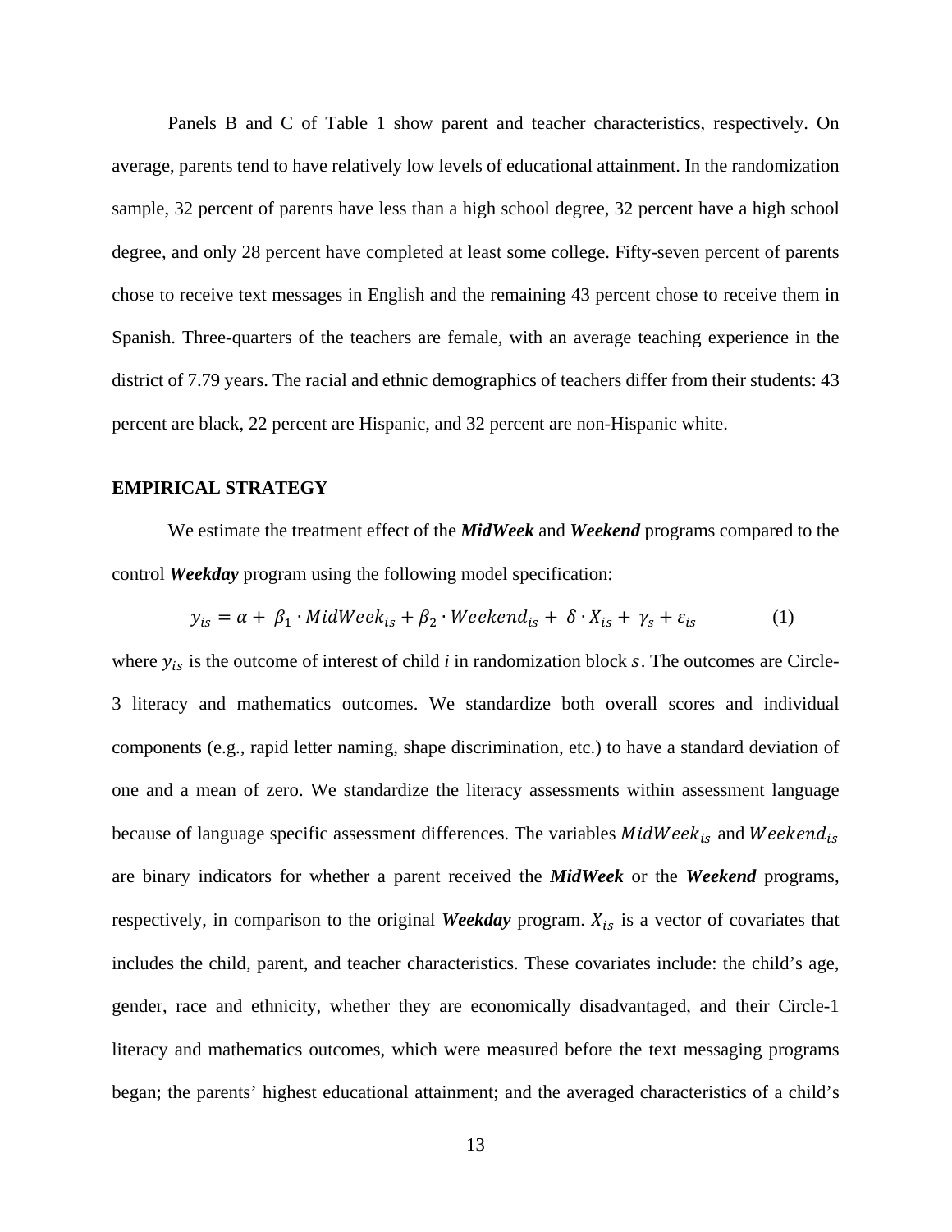Panels B and C of Table 1 show parent and teacher characteristics, respectively. On average, parents tend to have relatively low levels of educational attainment. In the randomization sample, 32 percent of parents have less than a high school degree, 32 percent have a high school degree, and only 28 percent have completed at least some college. Fifty-seven percent of parents chose to receive text messages in English and the remaining 43 percent chose to receive them in Spanish. Three-quarters of the teachers are female, with an average teaching experience in the district of 7.79 years. The racial and ethnic demographics of teachers differ from their students: 43 percent are black, 22 percent are Hispanic, and 32 percent are non-Hispanic white.

## EMPIRICAL STRATEGY

We estimate the treatment effect of the ***MidWeek*** and ***Weekend*** programs compared to the control ***Weekday*** program using the following model specification:

$$y_{is} = \alpha + \beta_1 \cdot MidWeek_{is} + \beta_2 \cdot Weekend_{is} + \delta \cdot X_{is} + \gamma_s + \varepsilon_{is} \quad (1)$$

where $y_{is}$ is the outcome of interest of child *i* in randomization block $s$. The outcomes are Circle-3 literacy and mathematics outcomes. We standardize both overall scores and individual components (e.g., rapid letter naming, shape discrimination, etc.) to have a standard deviation of one and a mean of zero. We standardize the literacy assessments within assessment language because of language specific assessment differences. The variables $MidWeek_{is}$ and $Weekend_{is}$ are binary indicators for whether a parent received the ***MidWeek*** or the ***Weekend*** programs, respectively, in comparison to the original ***Weekday*** program. $X_{is}$ is a vector of covariates that includes the child, parent, and teacher characteristics. These covariates include: the child's age, gender, race and ethnicity, whether they are economically disadvantaged, and their Circle-1 literacy and mathematics outcomes, which were measured before the text messaging programs began; the parents' highest educational attainment; and the averaged characteristics of a child's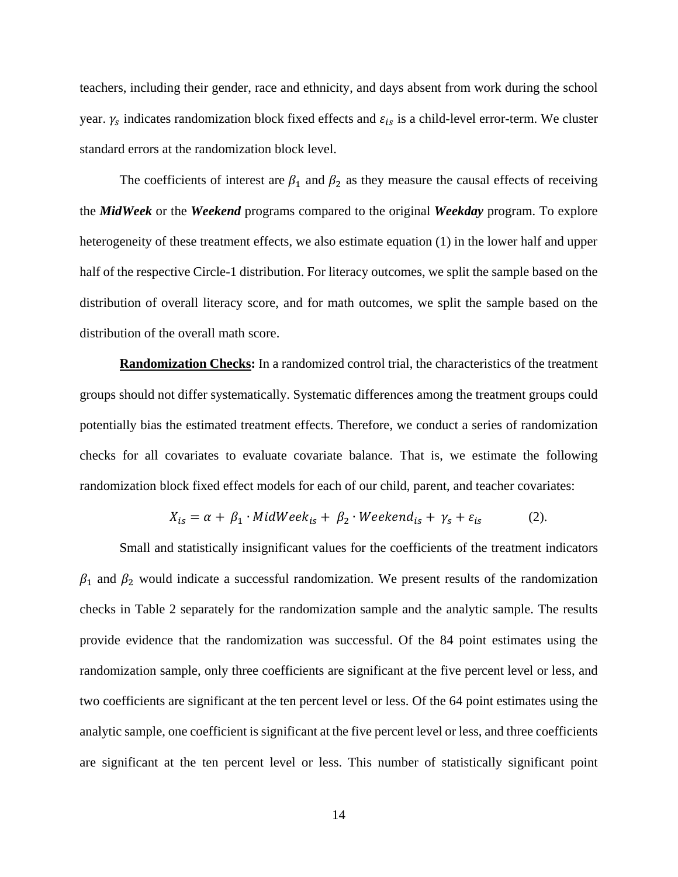teachers, including their gender, race and ethnicity, and days absent from work during the school year. $\gamma_s$ indicates randomization block fixed effects and $\varepsilon_{is}$ is a child-level error-term. We cluster standard errors at the randomization block level.

The coefficients of interest are $\beta_1$ and $\beta_2$ as they measure the causal effects of receiving the ***MidWeek*** or the ***Weekend*** programs compared to the original ***Weekday*** program. To explore heterogeneity of these treatment effects, we also estimate equation (1) in the lower half and upper half of the respective Circle-1 distribution. For literacy outcomes, we split the sample based on the distribution of overall literacy score, and for math outcomes, we split the sample based on the distribution of the overall math score.

**Randomization Checks:** In a randomized control trial, the characteristics of the treatment groups should not differ systematically. Systematic differences among the treatment groups could potentially bias the estimated treatment effects. Therefore, we conduct a series of randomization checks for all covariates to evaluate covariate balance. That is, we estimate the following randomization block fixed effect models for each of our child, parent, and teacher covariates:

$$X_{is} = \alpha + \beta_1 \cdot MidWeek_{is} + \beta_2 \cdot Weekend_{is} + \gamma_s + \varepsilon_{is} \qquad (2).$$

Small and statistically insignificant values for the coefficients of the treatment indicators $\beta_1$ and $\beta_2$ would indicate a successful randomization. We present results of the randomization checks in Table 2 separately for the randomization sample and the analytic sample. The results provide evidence that the randomization was successful. Of the 84 point estimates using the randomization sample, only three coefficients are significant at the five percent level or less, and two coefficients are significant at the ten percent level or less. Of the 64 point estimates using the analytic sample, one coefficient is significant at the five percent level or less, and three coefficients are significant at the ten percent level or less. This number of statistically significant point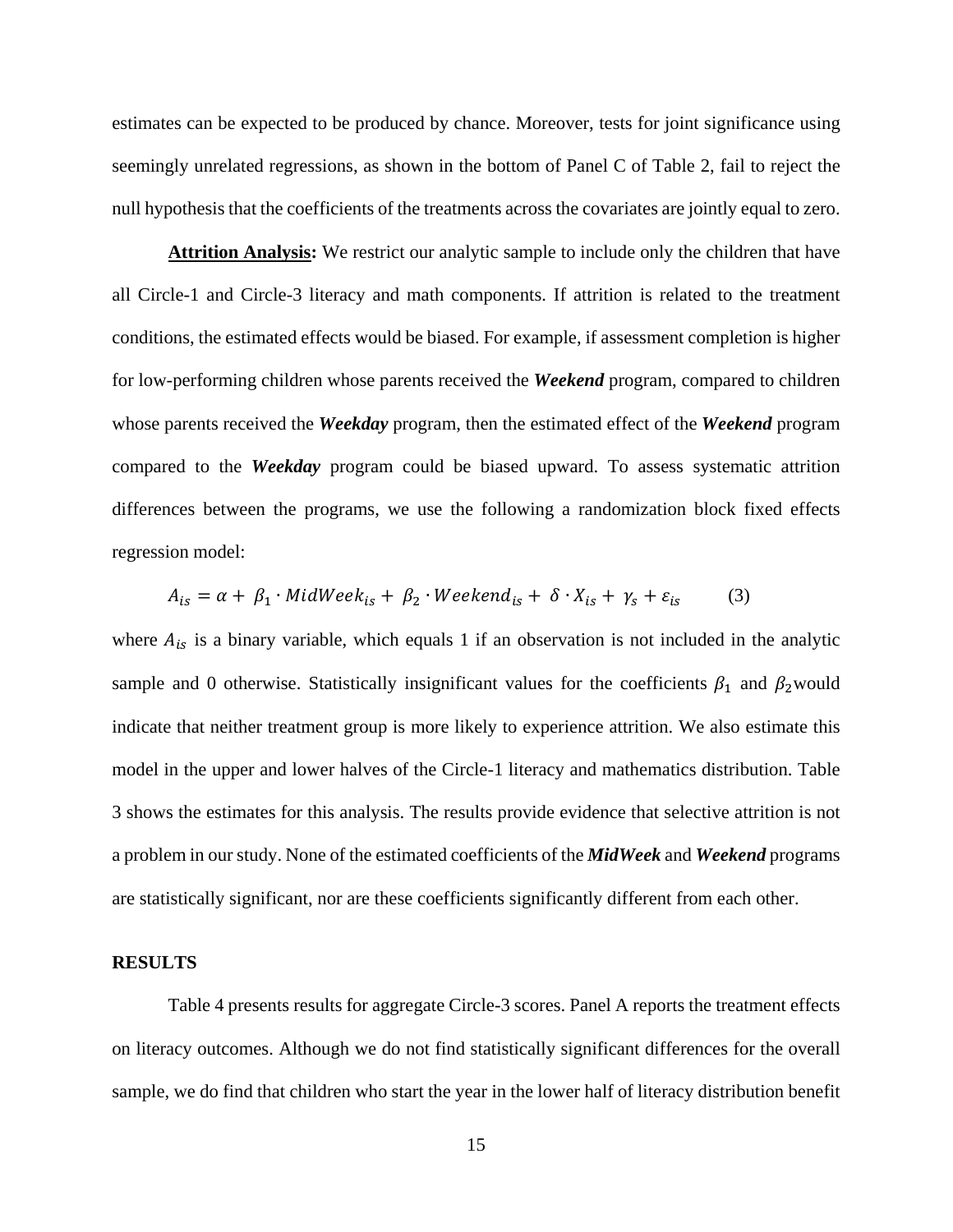estimates can be expected to be produced by chance. Moreover, tests for joint significance using seemingly unrelated regressions, as shown in the bottom of Panel C of Table 2, fail to reject the null hypothesis that the coefficients of the treatments across the covariates are jointly equal to zero.

**Attrition Analysis:** We restrict our analytic sample to include only the children that have all Circle-1 and Circle-3 literacy and math components. If attrition is related to the treatment conditions, the estimated effects would be biased. For example, if assessment completion is higher for low-performing children whose parents received the ***Weekend*** program, compared to children whose parents received the ***Weekday*** program, then the estimated effect of the ***Weekend*** program compared to the ***Weekday*** program could be biased upward. To assess systematic attrition differences between the programs, we use the following a randomization block fixed effects regression model:

$$A_{is} = \alpha + \beta_1 \cdot MidWeek_{is} + \beta_2 \cdot Weekend_{is} + \delta \cdot X_{is} + \gamma_s + \varepsilon_{is} \qquad (3)$$

where $A_{is}$ is a binary variable, which equals 1 if an observation is not included in the analytic sample and 0 otherwise. Statistically insignificant values for the coefficients $\beta_1$ and $\beta_2$ would indicate that neither treatment group is more likely to experience attrition. We also estimate this model in the upper and lower halves of the Circle-1 literacy and mathematics distribution. Table 3 shows the estimates for this analysis. The results provide evidence that selective attrition is not a problem in our study. None of the estimated coefficients of the ***MidWeek*** and ***Weekend*** programs are statistically significant, nor are these coefficients significantly different from each other.

## RESULTS

Table 4 presents results for aggregate Circle-3 scores. Panel A reports the treatment effects on literacy outcomes. Although we do not find statistically significant differences for the overall sample, we do find that children who start the year in the lower half of literacy distribution benefit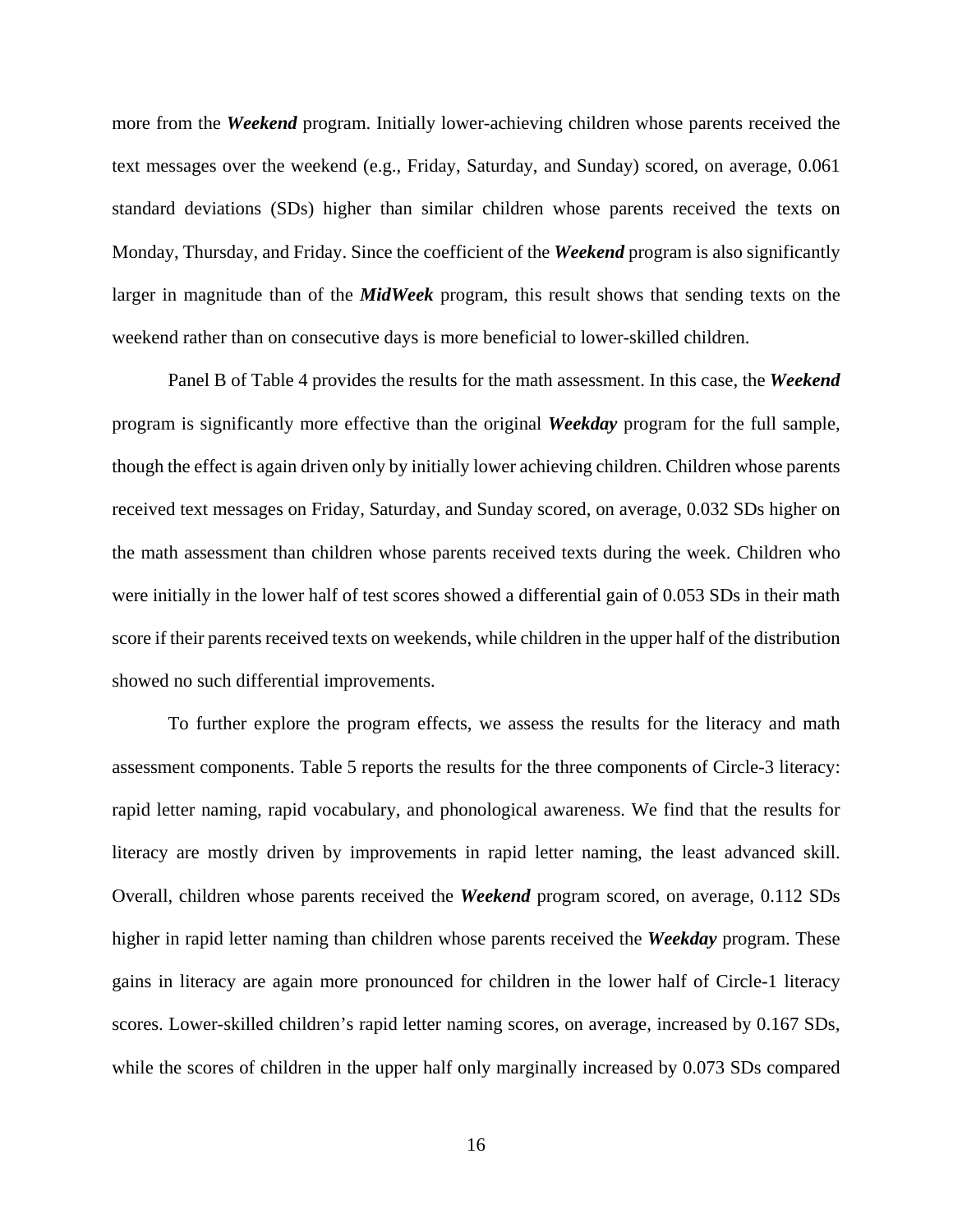more from the ***Weekend*** program. Initially lower-achieving children whose parents received the text messages over the weekend (e.g., Friday, Saturday, and Sunday) scored, on average, 0.061 standard deviations (SDs) higher than similar children whose parents received the texts on Monday, Thursday, and Friday. Since the coefficient of the ***Weekend*** program is also significantly larger in magnitude than of the ***MidWeek*** program, this result shows that sending texts on the weekend rather than on consecutive days is more beneficial to lower-skilled children.

Panel B of Table 4 provides the results for the math assessment. In this case, the ***Weekend*** program is significantly more effective than the original ***Weekday*** program for the full sample, though the effect is again driven only by initially lower achieving children. Children whose parents received text messages on Friday, Saturday, and Sunday scored, on average, 0.032 SDs higher on the math assessment than children whose parents received texts during the week. Children who were initially in the lower half of test scores showed a differential gain of 0.053 SDs in their math score if their parents received texts on weekends, while children in the upper half of the distribution showed no such differential improvements.

To further explore the program effects, we assess the results for the literacy and math assessment components. Table 5 reports the results for the three components of Circle-3 literacy: rapid letter naming, rapid vocabulary, and phonological awareness. We find that the results for literacy are mostly driven by improvements in rapid letter naming, the least advanced skill. Overall, children whose parents received the ***Weekend*** program scored, on average, 0.112 SDs higher in rapid letter naming than children whose parents received the ***Weekday*** program. These gains in literacy are again more pronounced for children in the lower half of Circle-1 literacy scores. Lower-skilled children's rapid letter naming scores, on average, increased by 0.167 SDs, while the scores of children in the upper half only marginally increased by 0.073 SDs compared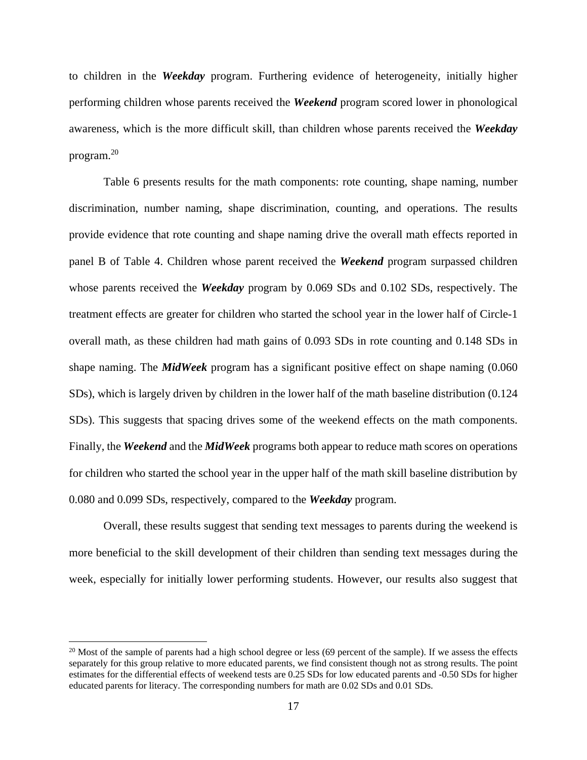to children in the ***Weekday*** program. Furthering evidence of heterogeneity, initially higher performing children whose parents received the ***Weekend*** program scored lower in phonological awareness, which is the more difficult skill, than children whose parents received the ***Weekday*** program.[20]

Table 6 presents results for the math components: rote counting, shape naming, number discrimination, number naming, shape discrimination, counting, and operations. The results provide evidence that rote counting and shape naming drive the overall math effects reported in panel B of Table 4. Children whose parent received the ***Weekend*** program surpassed children whose parents received the ***Weekday*** program by 0.069 SDs and 0.102 SDs, respectively. The treatment effects are greater for children who started the school year in the lower half of Circle-1 overall math, as these children had math gains of 0.093 SDs in rote counting and 0.148 SDs in shape naming. The ***MidWeek*** program has a significant positive effect on shape naming (0.060 SDs), which is largely driven by children in the lower half of the math baseline distribution (0.124 SDs). This suggests that spacing drives some of the weekend effects on the math components. Finally, the ***Weekend*** and the ***MidWeek*** programs both appear to reduce math scores on operations for children who started the school year in the upper half of the math skill baseline distribution by 0.080 and 0.099 SDs, respectively, compared to the ***Weekday*** program.

Overall, these results suggest that sending text messages to parents during the weekend is more beneficial to the skill development of their children than sending text messages during the week, especially for initially lower performing students. However, our results also suggest that

---

[20] Most of the sample of parents had a high school degree or less (69 percent of the sample). If we assess the effects separately for this group relative to more educated parents, we find consistent though not as strong results. The point estimates for the differential effects of weekend tests are 0.25 SDs for low educated parents and -0.50 SDs for higher educated parents for literacy. The corresponding numbers for math are 0.02 SDs and 0.01 SDs.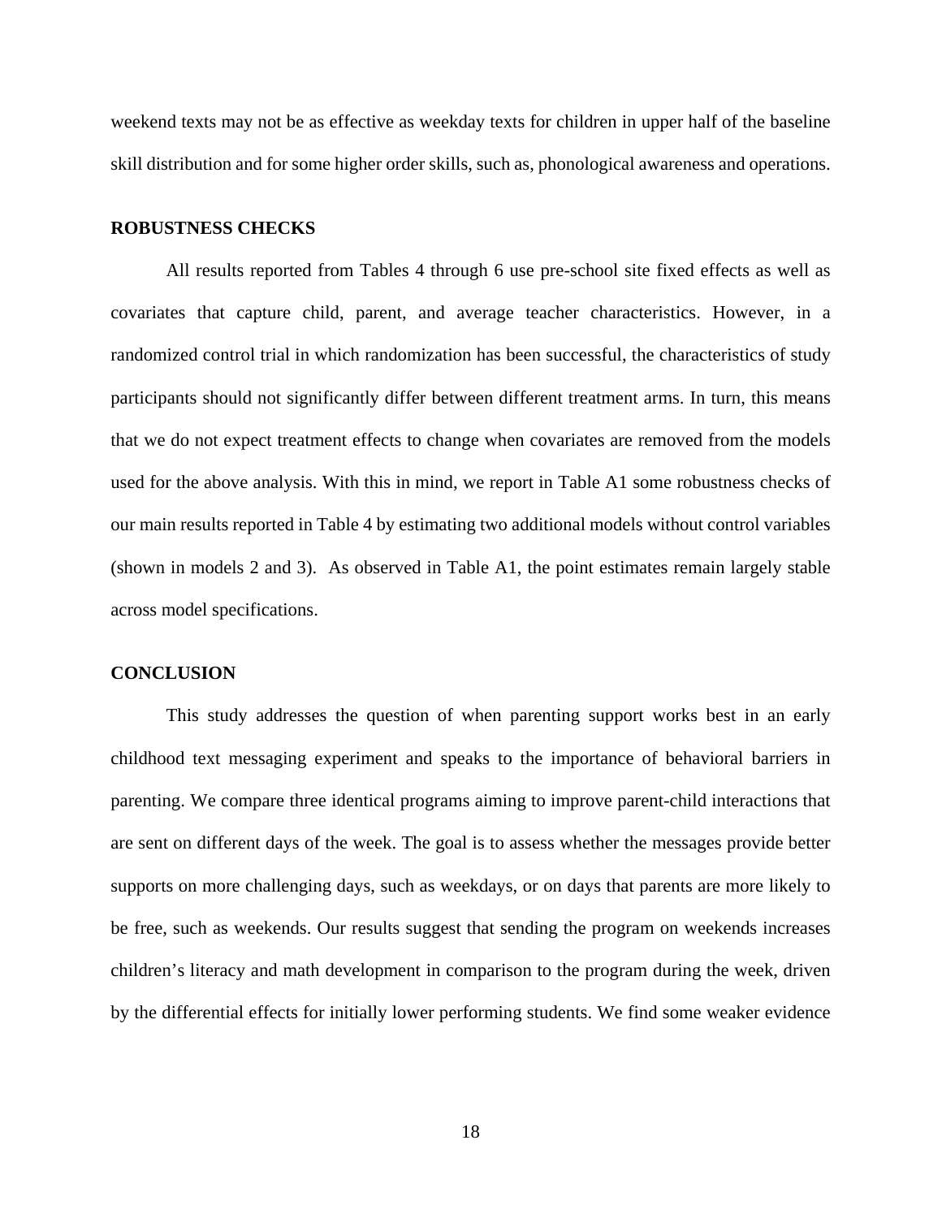weekend texts may not be as effective as weekday texts for children in upper half of the baseline skill distribution and for some higher order skills, such as, phonological awareness and operations.

## ROBUSTNESS CHECKS

All results reported from Tables 4 through 6 use pre-school site fixed effects as well as covariates that capture child, parent, and average teacher characteristics. However, in a randomized control trial in which randomization has been successful, the characteristics of study participants should not significantly differ between different treatment arms. In turn, this means that we do not expect treatment effects to change when covariates are removed from the models used for the above analysis. With this in mind, we report in Table A1 some robustness checks of our main results reported in Table 4 by estimating two additional models without control variables (shown in models 2 and 3). As observed in Table A1, the point estimates remain largely stable across model specifications.

## CONCLUSION

This study addresses the question of when parenting support works best in an early childhood text messaging experiment and speaks to the importance of behavioral barriers in parenting. We compare three identical programs aiming to improve parent-child interactions that are sent on different days of the week. The goal is to assess whether the messages provide better supports on more challenging days, such as weekdays, or on days that parents are more likely to be free, such as weekends. Our results suggest that sending the program on weekends increases children's literacy and math development in comparison to the program during the week, driven by the differential effects for initially lower performing students. We find some weaker evidence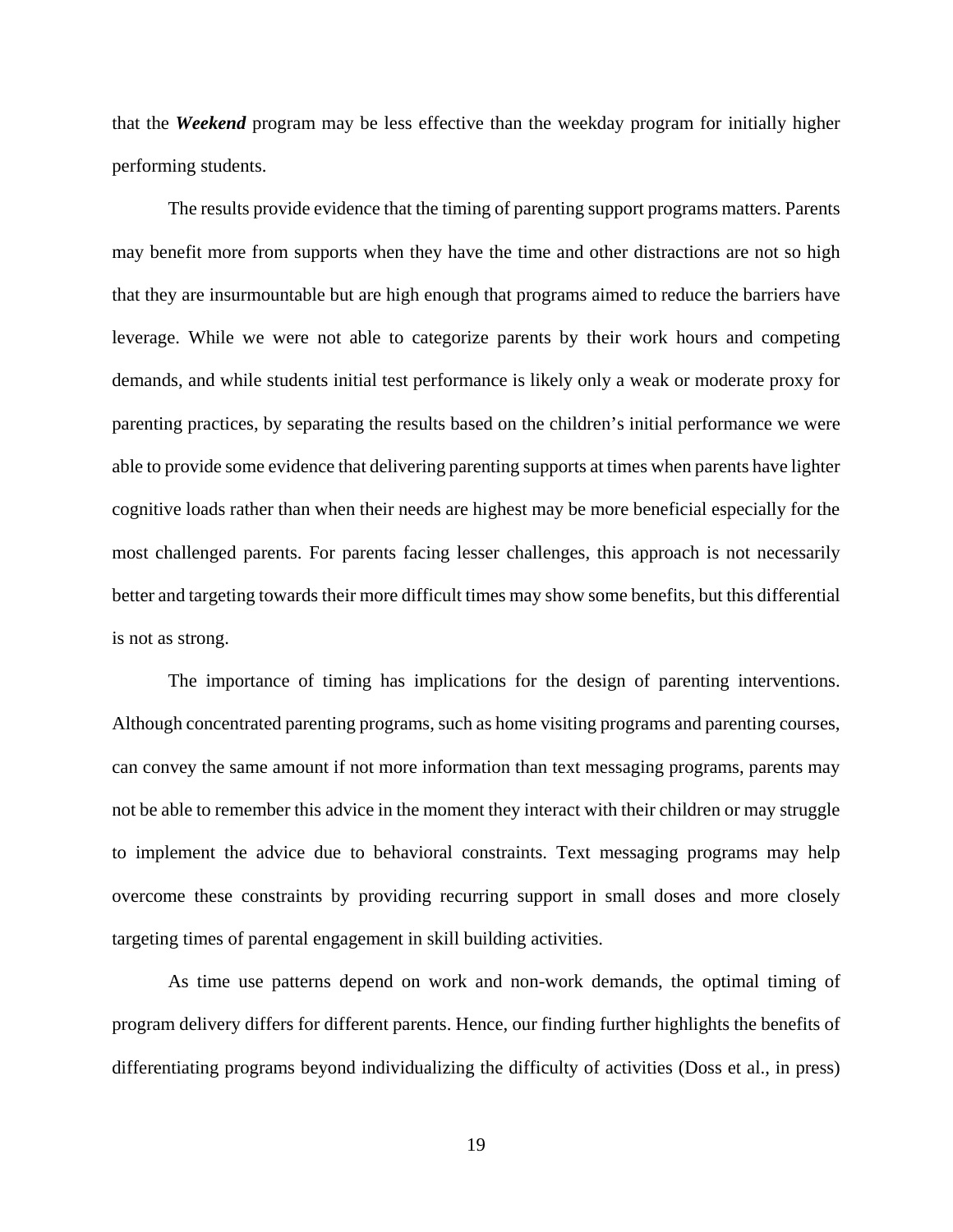that the ***Weekend*** program may be less effective than the weekday program for initially higher performing students.

The results provide evidence that the timing of parenting support programs matters. Parents may benefit more from supports when they have the time and other distractions are not so high that they are insurmountable but are high enough that programs aimed to reduce the barriers have leverage. While we were not able to categorize parents by their work hours and competing demands, and while students initial test performance is likely only a weak or moderate proxy for parenting practices, by separating the results based on the children's initial performance we were able to provide some evidence that delivering parenting supports at times when parents have lighter cognitive loads rather than when their needs are highest may be more beneficial especially for the most challenged parents. For parents facing lesser challenges, this approach is not necessarily better and targeting towards their more difficult times may show some benefits, but this differential is not as strong.

The importance of timing has implications for the design of parenting interventions. Although concentrated parenting programs, such as home visiting programs and parenting courses, can convey the same amount if not more information than text messaging programs, parents may not be able to remember this advice in the moment they interact with their children or may struggle to implement the advice due to behavioral constraints. Text messaging programs may help overcome these constraints by providing recurring support in small doses and more closely targeting times of parental engagement in skill building activities.

As time use patterns depend on work and non-work demands, the optimal timing of program delivery differs for different parents. Hence, our finding further highlights the benefits of differentiating programs beyond individualizing the difficulty of activities (Doss et al., in press)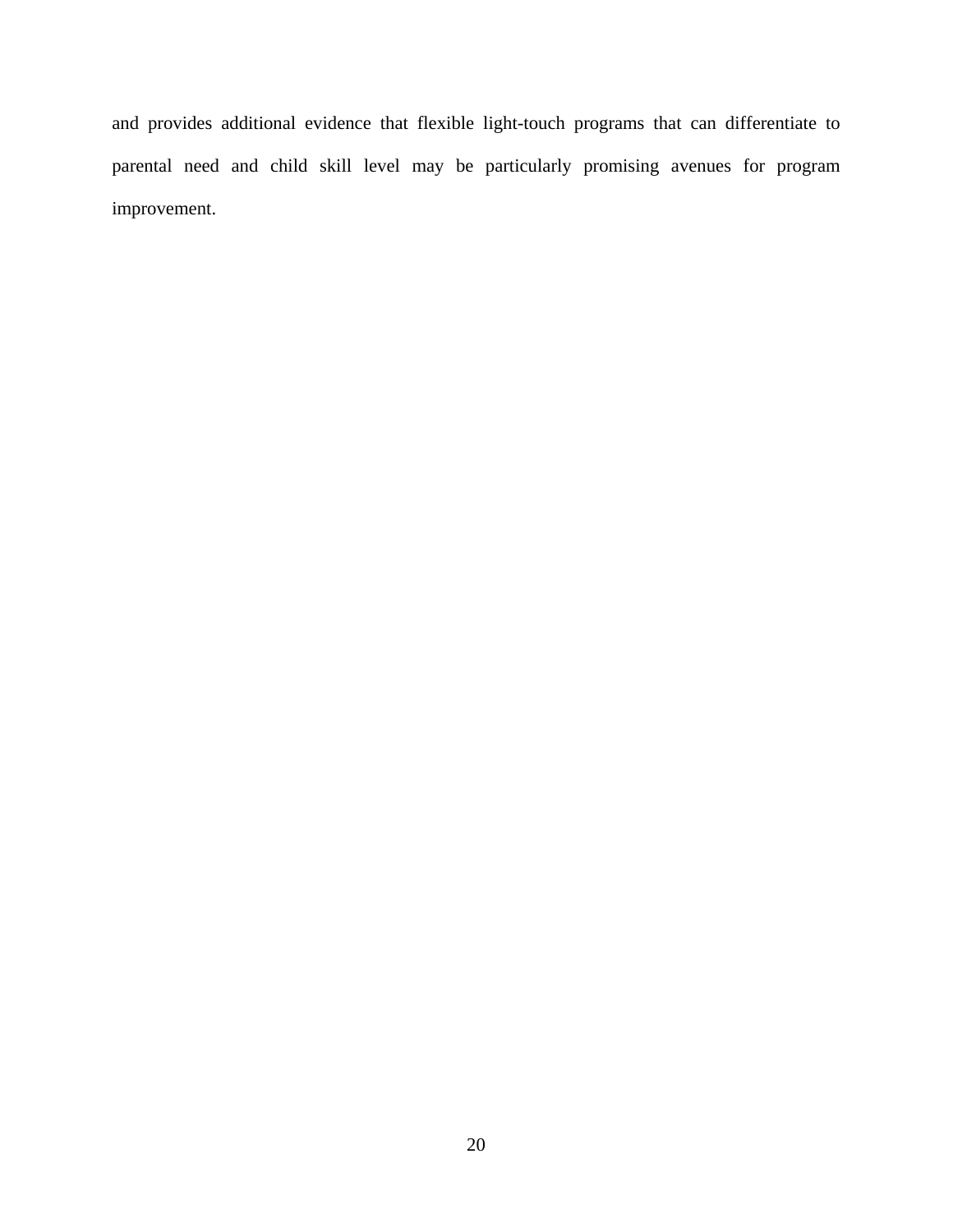and provides additional evidence that flexible light-touch programs that can differentiate to parental need and child skill level may be particularly promising avenues for program improvement.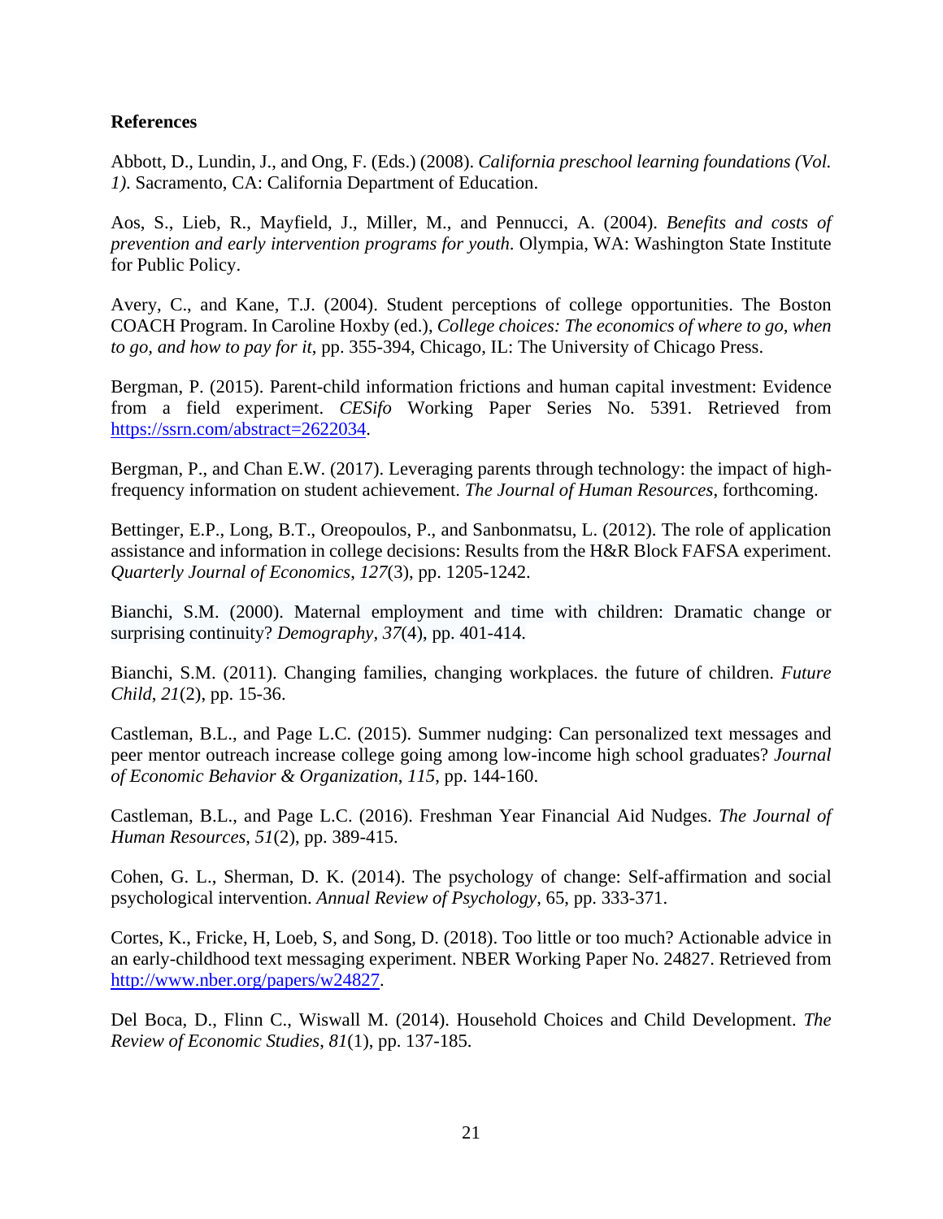**References**

Abbott, D., Lundin, J., and Ong, F. (Eds.) (2008). *California preschool learning foundations (Vol. 1).* Sacramento, CA: California Department of Education.

Aos, S., Lieb, R., Mayfield, J., Miller, M., and Pennucci, A. (2004). *Benefits and costs of prevention and early intervention programs for youth*. Olympia, WA: Washington State Institute for Public Policy.

Avery, C., and Kane, T.J. (2004). Student perceptions of college opportunities. The Boston COACH Program. In Caroline Hoxby (ed.), *College choices: The economics of where to go, when to go, and how to pay for it*, pp. 355-394, Chicago, IL: The University of Chicago Press.

Bergman, P. (2015). Parent-child information frictions and human capital investment: Evidence from a field experiment. *CESifo* Working Paper Series No. 5391. Retrieved from https://ssrn.com/abstract=2622034.

Bergman, P., and Chan E.W. (2017). Leveraging parents through technology: the impact of high-frequency information on student achievement. *The Journal of Human Resources*, forthcoming.

Bettinger, E.P., Long, B.T., Oreopoulos, P., and Sanbonmatsu, L. (2012). The role of application assistance and information in college decisions: Results from the H&R Block FAFSA experiment. *Quarterly Journal of Economics*, *127*(3), pp. 1205-1242.

Bianchi, S.M. (2000). Maternal employment and time with children: Dramatic change or surprising continuity? *Demography*, *37*(4), pp. 401-414.

Bianchi, S.M. (2011). Changing families, changing workplaces. the future of children. *Future Child*, *21*(2), pp. 15-36.

Castleman, B.L., and Page L.C. (2015). Summer nudging: Can personalized text messages and peer mentor outreach increase college going among low-income high school graduates? *Journal of Economic Behavior & Organization*, *115*, pp. 144-160.

Castleman, B.L., and Page L.C. (2016). Freshman Year Financial Aid Nudges. *The Journal of Human Resources*, *51*(2), pp. 389-415.

Cohen, G. L., Sherman, D. K. (2014). The psychology of change: Self-affirmation and social psychological intervention. *Annual Review of Psychology*, 65, pp. 333-371.

Cortes, K., Fricke, H, Loeb, S, and Song, D. (2018). Too little or too much? Actionable advice in an early-childhood text messaging experiment. NBER Working Paper No. 24827. Retrieved from http://www.nber.org/papers/w24827.

Del Boca, D., Flinn C., Wiswall M. (2014). Household Choices and Child Development. *The Review of Economic Studies*, *81*(1), pp. 137-185.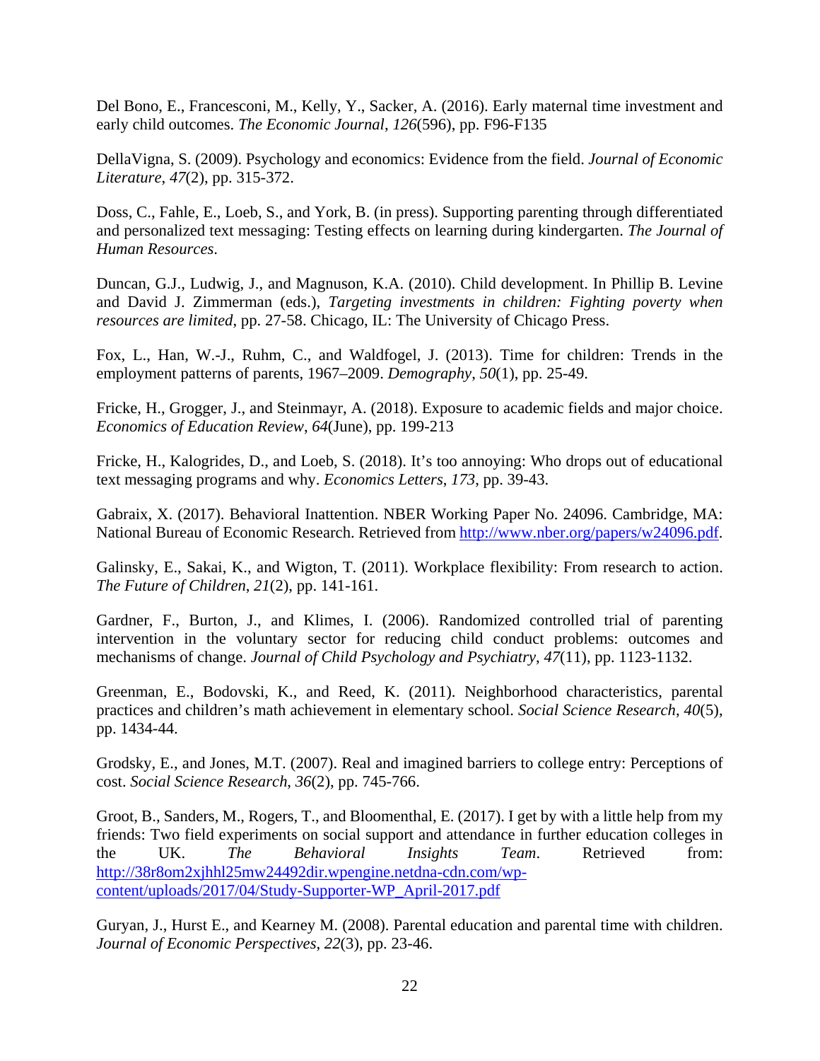Del Bono, E., Francesconi, M., Kelly, Y., Sacker, A. (2016). Early maternal time investment and early child outcomes. *The Economic Journal*, *126*(596), pp. F96-F135

DellaVigna, S. (2009). Psychology and economics: Evidence from the field. *Journal of Economic Literature*, *47*(2), pp. 315-372.

Doss, C., Fahle, E., Loeb, S., and York, B. (in press). Supporting parenting through differentiated and personalized text messaging: Testing effects on learning during kindergarten. *The Journal of Human Resources*.

Duncan, G.J., Ludwig, J., and Magnuson, K.A. (2010). Child development. In Phillip B. Levine and David J. Zimmerman (eds.), *Targeting investments in children: Fighting poverty when resources are limited*, pp. 27-58. Chicago, IL: The University of Chicago Press.

Fox, L., Han, W.-J., Ruhm, C., and Waldfogel, J. (2013). Time for children: Trends in the employment patterns of parents, 1967–2009. *Demography*, *50*(1), pp. 25-49.

Fricke, H., Grogger, J., and Steinmayr, A. (2018). Exposure to academic fields and major choice. *Economics of Education Review*, *64*(June), pp. 199-213

Fricke, H., Kalogrides, D., and Loeb, S. (2018). It's too annoying: Who drops out of educational text messaging programs and why. *Economics Letters*, *173*, pp. 39-43.

Gabraix, X. (2017). Behavioral Inattention. NBER Working Paper No. 24096. Cambridge, MA: National Bureau of Economic Research. Retrieved from http://www.nber.org/papers/w24096.pdf.

Galinsky, E., Sakai, K., and Wigton, T. (2011). Workplace flexibility: From research to action. *The Future of Children*, *21*(2), pp. 141-161.

Gardner, F., Burton, J., and Klimes, I. (2006). Randomized controlled trial of parenting intervention in the voluntary sector for reducing child conduct problems: outcomes and mechanisms of change. *Journal of Child Psychology and Psychiatry*, *47*(11), pp. 1123-1132.

Greenman, E., Bodovski, K., and Reed, K. (2011). Neighborhood characteristics, parental practices and children's math achievement in elementary school. *Social Science Research*, *40*(5), pp. 1434-44.

Grodsky, E., and Jones, M.T. (2007). Real and imagined barriers to college entry: Perceptions of cost. *Social Science Research*, *36*(2), pp. 745-766.

Groot, B., Sanders, M., Rogers, T., and Bloomenthal, E. (2017). I get by with a little help from my friends: Two field experiments on social support and attendance in further education colleges in the UK. *The Behavioral Insights Team*. Retrieved from: http://38r8om2xjhhl25mw24492dir.wpengine.netdna-cdn.com/wp-content/uploads/2017/04/Study-Supporter-WP_April-2017.pdf

Guryan, J., Hurst E., and Kearney M. (2008). Parental education and parental time with children. *Journal of Economic Perspectives*, *22*(3), pp. 23-46.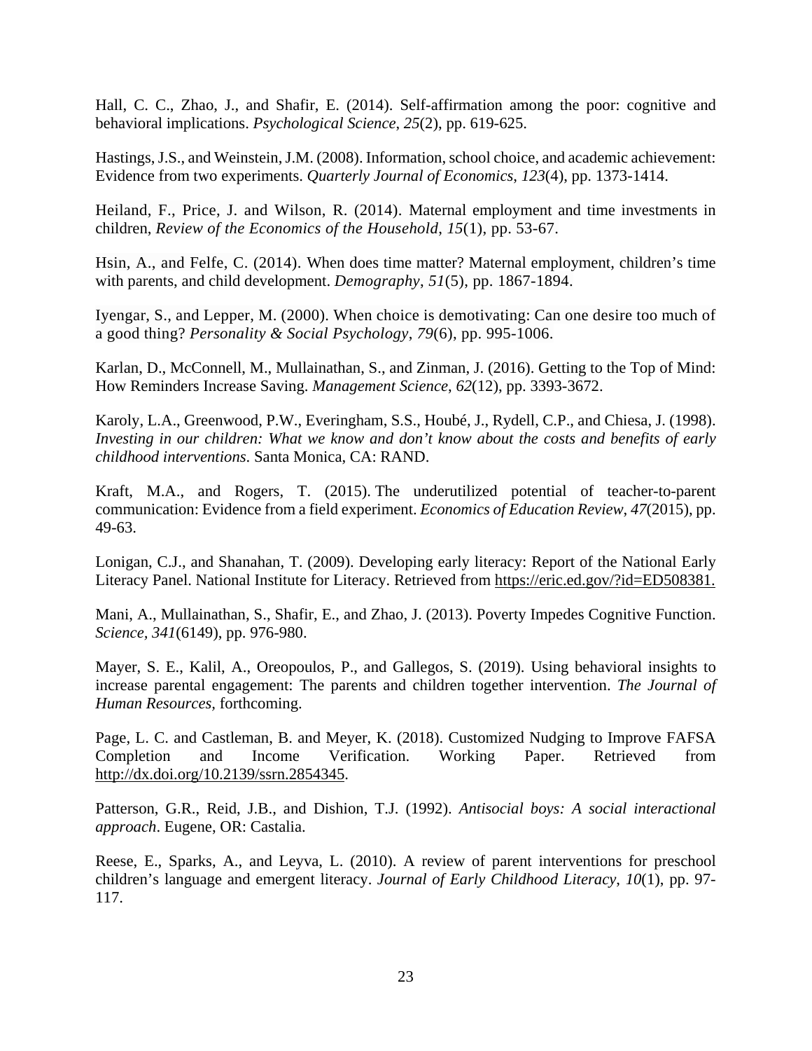Hall, C. C., Zhao, J., and Shafir, E. (2014). Self-affirmation among the poor: cognitive and behavioral implications. *Psychological Science*, *25*(2), pp. 619-625.

Hastings, J.S., and Weinstein, J.M. (2008). Information, school choice, and academic achievement: Evidence from two experiments. *Quarterly Journal of Economics*, *123*(4), pp. 1373-1414.

Heiland, F., Price, J. and Wilson, R. (2014). Maternal employment and time investments in children, *Review of the Economics of the Household*, *15*(1), pp. 53-67.

Hsin, A., and Felfe, C. (2014). When does time matter? Maternal employment, children's time with parents, and child development. *Demography*, *51*(5), pp. 1867-1894.

Iyengar, S., and Lepper, M. (2000). When choice is demotivating: Can one desire too much of a good thing? *Personality & Social Psychology*, *79*(6), pp. 995-1006.

Karlan, D., McConnell, M., Mullainathan, S., and Zinman, J. (2016). Getting to the Top of Mind: How Reminders Increase Saving. *Management Science*, *62*(12), pp. 3393-3672.

Karoly, L.A., Greenwood, P.W., Everingham, S.S., Houbé, J., Rydell, C.P., and Chiesa, J. (1998). *Investing in our children: What we know and don't know about the costs and benefits of early childhood interventions*. Santa Monica, CA: RAND.

Kraft, M.A., and Rogers, T. (2015). The underutilized potential of teacher-to-parent communication: Evidence from a field experiment. *Economics of Education Review*, *47*(2015), pp. 49-63.

Lonigan, C.J., and Shanahan, T. (2009). Developing early literacy: Report of the National Early Literacy Panel. National Institute for Literacy. Retrieved from https://eric.ed.gov/?id=ED508381.

Mani, A., Mullainathan, S., Shafir, E., and Zhao, J. (2013). Poverty Impedes Cognitive Function. *Science, 341*(6149), pp. 976-980.

Mayer, S. E., Kalil, A., Oreopoulos, P., and Gallegos, S. (2019). Using behavioral insights to increase parental engagement: The parents and children together intervention. *The Journal of Human Resources*, forthcoming.

Page, L. C. and Castleman, B. and Meyer, K. (2018). Customized Nudging to Improve FAFSA Completion and Income Verification. Working Paper. Retrieved from http://dx.doi.org/10.2139/ssrn.2854345.

Patterson, G.R., Reid, J.B., and Dishion, T.J. (1992). *Antisocial boys: A social interactional approach*. Eugene, OR: Castalia.

Reese, E., Sparks, A., and Leyva, L. (2010). A review of parent interventions for preschool children's language and emergent literacy. *Journal of Early Childhood Literacy*, *10*(1), pp. 97-117.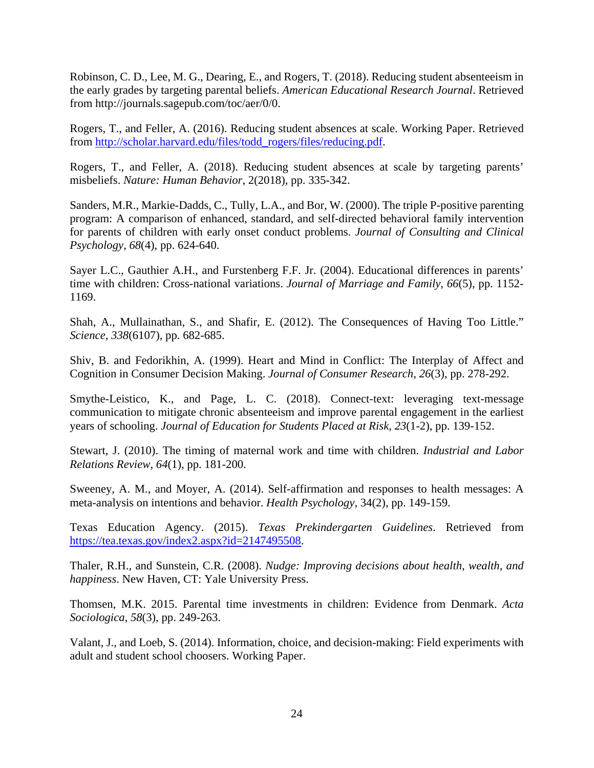Robinson, C. D., Lee, M. G., Dearing, E., and Rogers, T. (2018). Reducing student absenteeism in the early grades by targeting parental beliefs. *American Educational Research Journal*. Retrieved from http://journals.sagepub.com/toc/aer/0/0.

Rogers, T., and Feller, A. (2016). Reducing student absences at scale. Working Paper. Retrieved from [http://scholar.harvard.edu/files/todd_rogers/files/reducing.pdf](http://scholar.harvard.edu/files/todd_rogers/files/reducing.pdf).

Rogers, T., and Feller, A. (2018). Reducing student absences at scale by targeting parents' misbeliefs. *Nature: Human Behavior*, 2(2018), pp. 335-342.

Sanders, M.R., Markie-Dadds, C., Tully, L.A., and Bor, W. (2000). The triple P-positive parenting program: A comparison of enhanced, standard, and self-directed behavioral family intervention for parents of children with early onset conduct problems. *Journal of Consulting and Clinical Psychology*, *68*(4), pp. 624-640.

Sayer L.C., Gauthier A.H., and Furstenberg F.F. Jr. (2004). Educational differences in parents' time with children: Cross-national variations. *Journal of Marriage and Family*, *66*(5), pp. 1152-1169.

Shah, A., Mullainathan, S., and Shafir, E. (2012). The Consequences of Having Too Little." *Science*, *338*(6107), pp. 682-685.

Shiv, B. and Fedorikhin, A. (1999). Heart and Mind in Conflict: The Interplay of Affect and Cognition in Consumer Decision Making. *Journal of Consumer Research*, *26*(3), pp. 278-292.

Smythe-Leistico, K., and Page, L. C. (2018). Connect-text: leveraging text-message communication to mitigate chronic absenteeism and improve parental engagement in the earliest years of schooling. *Journal of Education for Students Placed at Risk*, *23*(1-2), pp. 139-152.

Stewart, J. (2010). The timing of maternal work and time with children. *Industrial and Labor Relations Review*, *64*(1), pp. 181-200.

Sweeney, A. M., and Moyer, A. (2014). Self-affirmation and responses to health messages: A meta-analysis on intentions and behavior. *Health Psychology*, 34(2), pp. 149-159.

Texas Education Agency. (2015). *Texas Prekindergarten Guidelines*. Retrieved from [https://tea.texas.gov/index2.aspx?id=2147495508](https://tea.texas.gov/index2.aspx?id=2147495508).

Thaler, R.H., and Sunstein, C.R. (2008). *Nudge: Improving decisions about health, wealth, and happiness*. New Haven, CT: Yale University Press.

Thomsen, M.K. 2015. Parental time investments in children: Evidence from Denmark. *Acta Sociologica*, *58*(3), pp. 249-263.

Valant, J., and Loeb, S. (2014). Information, choice, and decision-making: Field experiments with adult and student school choosers. Working Paper.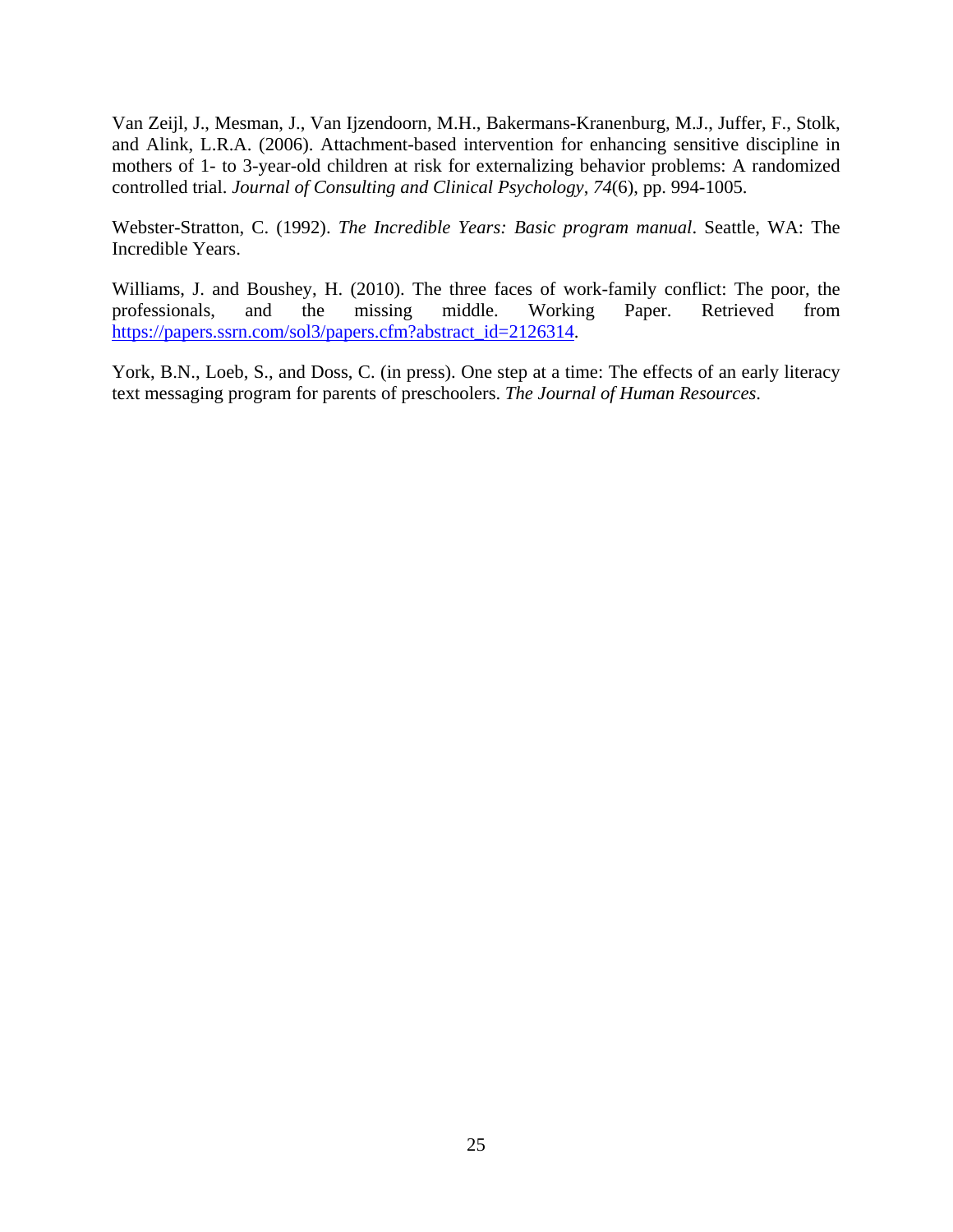Van Zeijl, J., Mesman, J., Van Ijzendoorn, M.H., Bakermans-Kranenburg, M.J., Juffer, F., Stolk, and Alink, L.R.A. (2006). Attachment-based intervention for enhancing sensitive discipline in mothers of 1- to 3-year-old children at risk for externalizing behavior problems: A randomized controlled trial. *Journal of Consulting and Clinical Psychology*, *74*(6), pp. 994-1005.

Webster-Stratton, C. (1992). *The Incredible Years: Basic program manual*. Seattle, WA: The Incredible Years.

Williams, J. and Boushey, H. (2010). The three faces of work-family conflict: The poor, the professionals, and the missing middle. Working Paper. Retrieved from https://papers.ssrn.com/sol3/papers.cfm?abstract_id=2126314.

York, B.N., Loeb, S., and Doss, C. (in press). One step at a time: The effects of an early literacy text messaging program for parents of preschoolers. *The Journal of Human Resources*.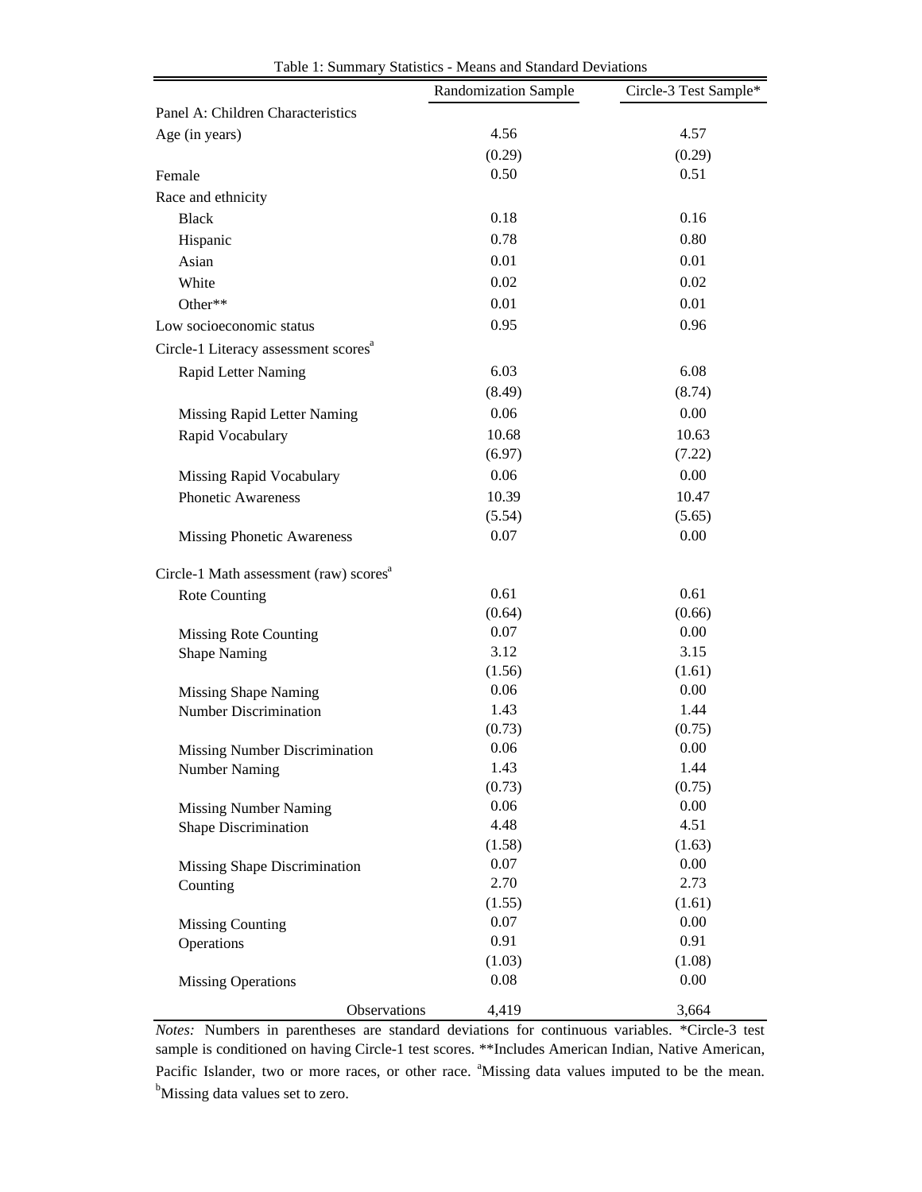Table 1: Summary Statistics - Means and Standard Deviations

| | Randomization Sample | Circle-3 Test Sample* |
|---|---|---|
| Panel A: Children Characteristics | | |
| Age (in years) | 4.56 | 4.57 |
| | (0.29) | (0.29) |
| Female | 0.50 | 0.51 |
| Race and ethnicity | | |
| Black | 0.18 | 0.16 |
| Hispanic | 0.78 | 0.80 |
| Asian | 0.01 | 0.01 |
| White | 0.02 | 0.02 |
| Other** | 0.01 | 0.01 |
| Low socioeconomic status | 0.95 | 0.96 |
| Circle-1 Literacy assessment scores[a] | | |
| Rapid Letter Naming | 6.03 | 6.08 |
| | (8.49) | (8.74) |
| Missing Rapid Letter Naming | 0.06 | 0.00 |
| Rapid Vocabulary | 10.68 | 10.63 |
| | (6.97) | (7.22) |
| Missing Rapid Vocabulary | 0.06 | 0.00 |
| Phonetic Awareness | 10.39 | 10.47 |
| | (5.54) | (5.65) |
| Missing Phonetic Awareness | 0.07 | 0.00 |
| Circle-1 Math assessment (raw) scores[a] | | |
| Rote Counting | 0.61 | 0.61 |
| | (0.64) | (0.66) |
| Missing Rote Counting | 0.07 | 0.00 |
| Shape Naming | 3.12 | 3.15 |
| | (1.56) | (1.61) |
| Missing Shape Naming | 0.06 | 0.00 |
| Number Discrimination | 1.43 | 1.44 |
| | (0.73) | (0.75) |
| Missing Number Discrimination | 0.06 | 0.00 |
| Number Naming | 1.43 | 1.44 |
| | (0.73) | (0.75) |
| Missing Number Naming | 0.06 | 0.00 |
| Shape Discrimination | 4.48 | 4.51 |
| | (1.58) | (1.63) |
| Missing Shape Discrimination | 0.07 | 0.00 |
| Counting | 2.70 | 2.73 |
| | (1.55) | (1.61) |
| Missing Counting | 0.07 | 0.00 |
| Operations | 0.91 | 0.91 |
| | (1.03) | (1.08) |
| Missing Operations | 0.08 | 0.00 |
| Observations | 4,419 | 3,664 |

*Notes:* Numbers in parentheses are standard deviations for continuous variables. *Circle-3 test sample is conditioned on having Circle-1 test scores. **Includes American Indian, Native American, Pacific Islander, two or more races, or other race. [a]Missing data values imputed to be the mean. [b]Missing data values set to zero.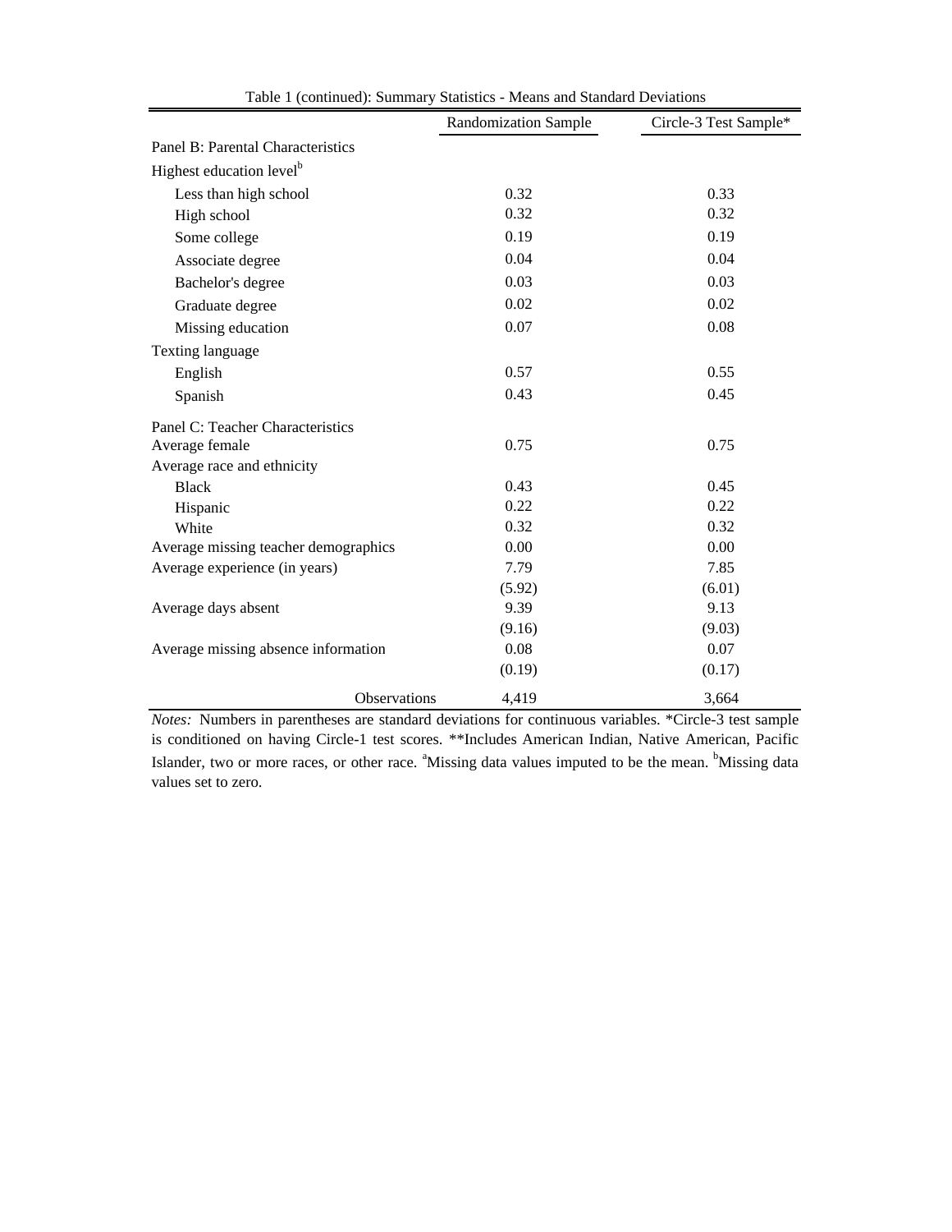Table 1 (continued): Summary Statistics - Means and Standard Deviations

| | Randomization Sample | Circle-3 Test Sample* |
|---|---|---|
| Panel B: Parental Characteristics | | |
| Highest education level[b] | | |
| Less than high school | 0.32 | 0.33 |
| High school | 0.32 | 0.32 |
| Some college | 0.19 | 0.19 |
| Associate degree | 0.04 | 0.04 |
| Bachelor's degree | 0.03 | 0.03 |
| Graduate degree | 0.02 | 0.02 |
| Missing education | 0.07 | 0.08 |
| Texting language | | |
| English | 0.57 | 0.55 |
| Spanish | 0.43 | 0.45 |
| Panel C: Teacher Characteristics | | |
| Average female | 0.75 | 0.75 |
| Average race and ethnicity | | |
| Black | 0.43 | 0.45 |
| Hispanic | 0.22 | 0.22 |
| White | 0.32 | 0.32 |
| Average missing teacher demographics | 0.00 | 0.00 |
| Average experience (in years) | 7.79 | 7.85 |
| | (5.92) | (6.01) |
| Average days absent | 9.39 | 9.13 |
| | (9.16) | (9.03) |
| Average missing absence information | 0.08 | 0.07 |
| | (0.19) | (0.17) |
| Observations | 4,419 | 3,664 |

*Notes:* Numbers in parentheses are standard deviations for continuous variables. *Circle-3 test sample is conditioned on having Circle-1 test scores. **Includes American Indian, Native American, Pacific Islander, two or more races, or other race. [a]Missing data values imputed to be the mean. [b]Missing data values set to zero.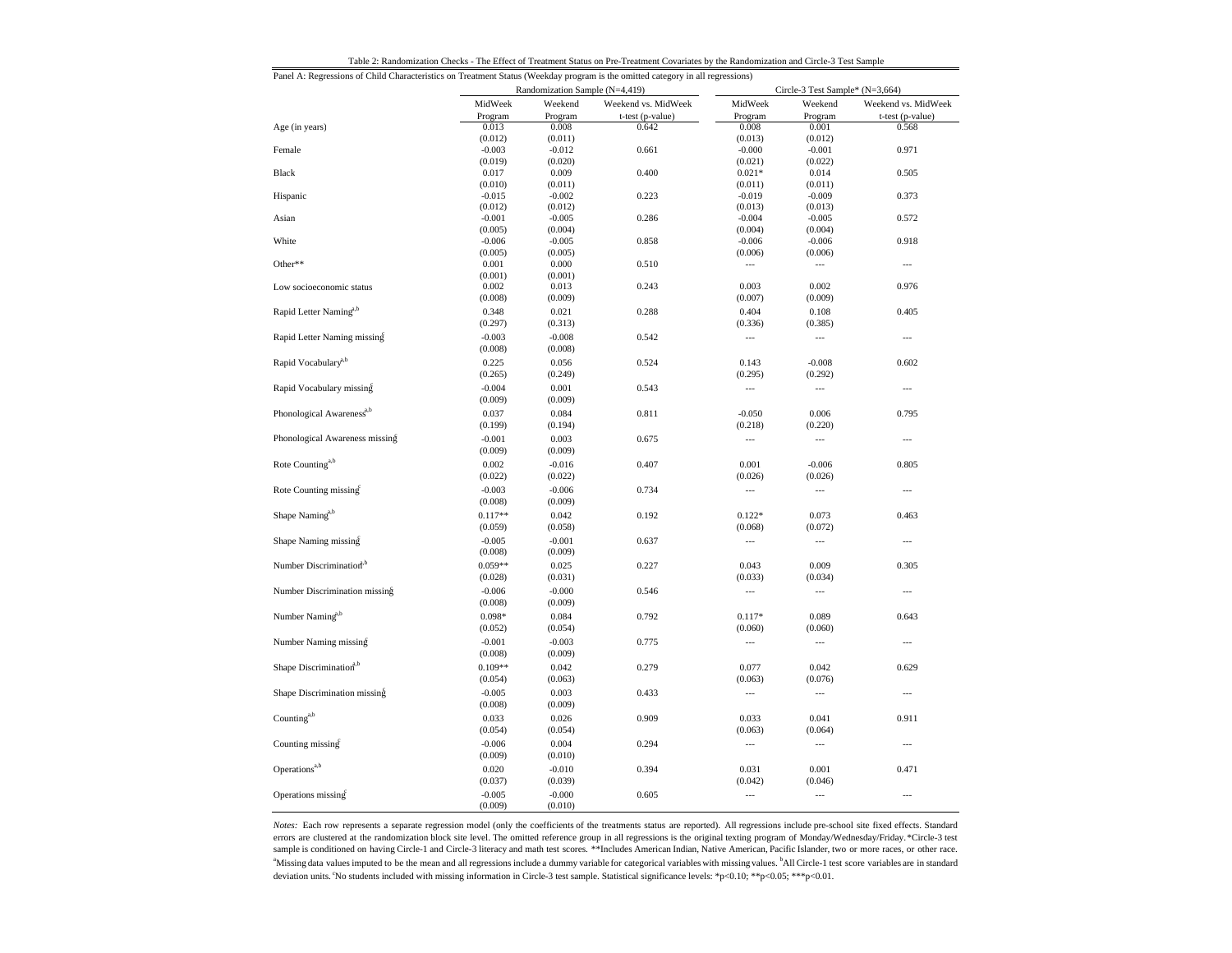Table 2: Randomization Checks - The Effect of Treatment Status on Pre-Treatment Covariates by the Randomization and Circle-3 Test Sample

Panel A: Regressions of Child Characteristics on Treatment Status (Weekday program is the omitted category in all regressions)

| | Randomization Sample (N=4,419) | | | Circle-3 Test Sample* (N=3,664) | | |
|---|---|---|---|---|---|---|
| | MidWeek Program | Weekend Program | Weekend vs. MidWeek t-test (p-value) | MidWeek Program | Weekend Program | Weekend vs. MidWeek t-test (p-value) |
| Age (in years) | 0.013 | 0.008 | 0.642 | 0.008 | 0.001 | 0.568 |
| | (0.012) | (0.011) | | (0.013) | (0.012) | |
| Female | -0.003 | -0.012 | 0.661 | -0.000 | -0.001 | 0.971 |
| | (0.019) | (0.020) | | (0.021) | (0.022) | |
| Black | 0.017 | 0.009 | 0.400 | 0.021* | 0.014 | 0.505 |
| | (0.010) | (0.011) | | (0.011) | (0.011) | |
| Hispanic | -0.015 | -0.002 | 0.223 | -0.019 | -0.009 | 0.373 |
| | (0.012) | (0.012) | | (0.013) | (0.013) | |
| Asian | -0.001 | -0.005 | 0.286 | -0.004 | -0.005 | 0.572 |
| | (0.005) | (0.004) | | (0.004) | (0.004) | |
| White | -0.006 | -0.005 | 0.858 | -0.006 | -0.006 | 0.918 |
| | (0.005) | (0.005) | | (0.006) | (0.006) | |
| Other** | 0.001 | 0.000 | 0.510 | --- | --- | --- |
| | (0.001) | (0.001) | | | | |
| Low socioeconomic status | 0.002 | 0.013 | 0.243 | 0.003 | 0.002 | 0.976 |
| | (0.008) | (0.009) | | (0.007) | (0.009) | |
| Rapid Letter Naming[a,b] | 0.348 | 0.021 | 0.288 | 0.404 | 0.108 | 0.405 |
| | (0.297) | (0.313) | | (0.336) | (0.385) | |
| Rapid Letter Naming missing[c] | -0.003 | -0.008 | 0.542 | --- | --- | --- |
| | (0.008) | (0.008) | | | | |
| Rapid Vocabulary[a,b] | 0.225 | 0.056 | 0.524 | 0.143 | -0.008 | 0.602 |
| | (0.265) | (0.249) | | (0.295) | (0.292) | |
| Rapid Vocabulary missing[c] | -0.004 | 0.001 | 0.543 | --- | --- | --- |
| | (0.009) | (0.009) | | | | |
| Phonological Awareness[a,b] | 0.037 | 0.084 | 0.811 | -0.050 | 0.006 | 0.795 |
| | (0.199) | (0.194) | | (0.218) | (0.220) | |
| Phonological Awareness missing[c] | -0.001 | 0.003 | 0.675 | --- | --- | --- |
| | (0.009) | (0.009) | | | | |
| Rote Counting[a,b] | 0.002 | -0.016 | 0.407 | 0.001 | -0.006 | 0.805 |
| | (0.022) | (0.022) | | (0.026) | (0.026) | |
| Rote Counting missing[c] | -0.003 | -0.006 | 0.734 | --- | --- | --- |
| | (0.008) | (0.009) | | | | |
| Shape Naming[a,b] | 0.117** | 0.042 | 0.192 | 0.122* | 0.073 | 0.463 |
| | (0.059) | (0.058) | | (0.068) | (0.072) | |
| Shape Naming missing[c] | -0.005 | -0.001 | 0.637 | --- | --- | --- |
| | (0.008) | (0.009) | | | | |
| Number Discrimination[a,b] | 0.059** | 0.025 | 0.227 | 0.043 | 0.009 | 0.305 |
| | (0.028) | (0.031) | | (0.033) | (0.034) | |
| Number Discrimination missing[c] | -0.006 | -0.000 | 0.546 | --- | --- | --- |
| | (0.008) | (0.009) | | | | |
| Number Naming[a,b] | 0.098* | 0.084 | 0.792 | 0.117* | 0.089 | 0.643 |
| | (0.052) | (0.054) | | (0.060) | (0.060) | |
| Number Naming missing[c] | -0.001 | -0.003 | 0.775 | --- | --- | --- |
| | (0.008) | (0.009) | | | | |
| Shape Discrimination[a,b] | 0.109** | 0.042 | 0.279 | 0.077 | 0.042 | 0.629 |
| | (0.054) | (0.063) | | (0.063) | (0.076) | |
| Shape Discrimination missing[c] | -0.005 | 0.003 | 0.433 | --- | --- | --- |
| | (0.008) | (0.009) | | | | |
| Counting[a,b] | 0.033 | 0.026 | 0.909 | 0.033 | 0.041 | 0.911 |
| | (0.054) | (0.054) | | (0.063) | (0.064) | |
| Counting missing[c] | -0.006 | 0.004 | 0.294 | --- | --- | --- |
| | (0.009) | (0.010) | | | | |
| Operations[a,b] | 0.020 | -0.010 | 0.394 | 0.031 | 0.001 | 0.471 |
| | (0.037) | (0.039) | | (0.042) | (0.046) | |
| Operations missing[c] | -0.005 | -0.000 | 0.605 | --- | --- | --- |
| | (0.009) | (0.010) | | | | |

*Notes:* Each row represents a separate regression model (only the coefficients of the treatments status are reported). All regressions include pre-school site fixed effects. Standard errors are clustered at the randomization block site level. The omitted reference group in all regressions is the original texting program of Monday/Wednesday/Friday. *Circle-3 test sample is conditioned on having Circle-1 and Circle-3 literacy and math test scores. **Includes American Indian, Native American, Pacific Islander, two or more races, or other race. [a]Missing data values imputed to be the mean and all regressions include a dummy variable for categorical variables with missing values. [b]All Circle-1 test score variables are in standard deviation units. [c]No students included with missing information in Circle-3 test sample. Statistical significance levels: *p<0.10; **p<0.05; ***p<0.01.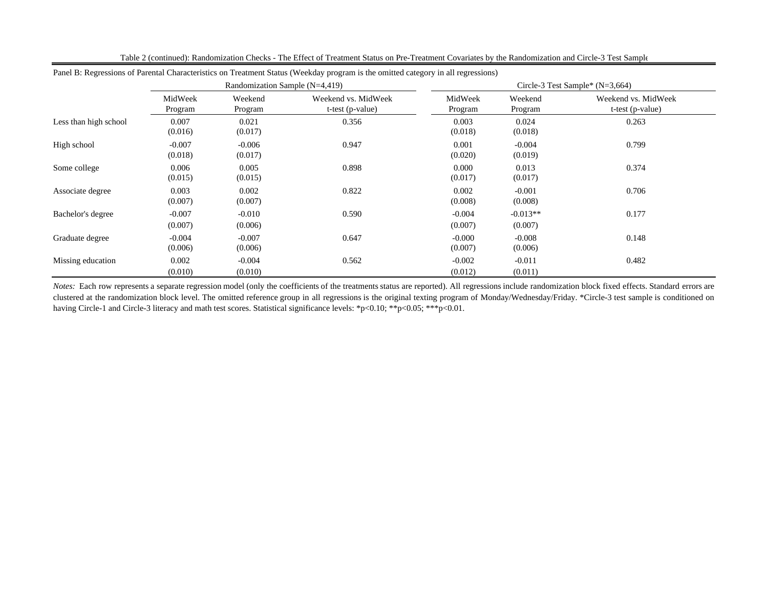Table 2 (continued): Randomization Checks - The Effect of Treatment Status on Pre-Treatment Covariates by the Randomization and Circle-3 Test Sample

Panel B: Regressions of Parental Characteristics on Treatment Status (Weekday program is the omitted category in all regressions)

| | Randomization Sample (N=4,419) | | | Circle-3 Test Sample* (N=3,664) | | |
|---|---|---|---|---|---|---|
| | MidWeek Program | Weekend Program | Weekend vs. MidWeek t-test (p-value) | MidWeek Program | Weekend Program | Weekend vs. MidWeek t-test (p-value) |
| Less than high school | 0.007 | 0.021 | 0.356 | 0.003 | 0.024 | 0.263 |
| | (0.016) | (0.017) | | (0.018) | (0.018) | |
| High school | -0.007 | -0.006 | 0.947 | 0.001 | -0.004 | 0.799 |
| | (0.018) | (0.017) | | (0.020) | (0.019) | |
| Some college | 0.006 | 0.005 | 0.898 | 0.000 | 0.013 | 0.374 |
| | (0.015) | (0.015) | | (0.017) | (0.017) | |
| Associate degree | 0.003 | 0.002 | 0.822 | 0.002 | -0.001 | 0.706 |
| | (0.007) | (0.007) | | (0.008) | (0.008) | |
| Bachelor's degree | -0.007 | -0.010 | 0.590 | -0.004 | -0.013** | 0.177 |
| | (0.007) | (0.006) | | (0.007) | (0.007) | |
| Graduate degree | -0.004 | -0.007 | 0.647 | -0.000 | -0.008 | 0.148 |
| | (0.006) | (0.006) | | (0.007) | (0.006) | |
| Missing education | 0.002 | -0.004 | 0.562 | -0.002 | -0.011 | 0.482 |
| | (0.010) | (0.010) | | (0.012) | (0.011) | |

*Notes:* Each row represents a separate regression model (only the coefficients of the treatments status are reported). All regressions include randomization block fixed effects. Standard errors are clustered at the randomization block level. The omitted reference group in all regressions is the original texting program of Monday/Wednesday/Friday. *Circle-3 test sample is conditioned on having Circle-1 and Circle-3 literacy and math test scores. Statistical significance levels: *p<0.10; **p<0.05; ***p<0.01.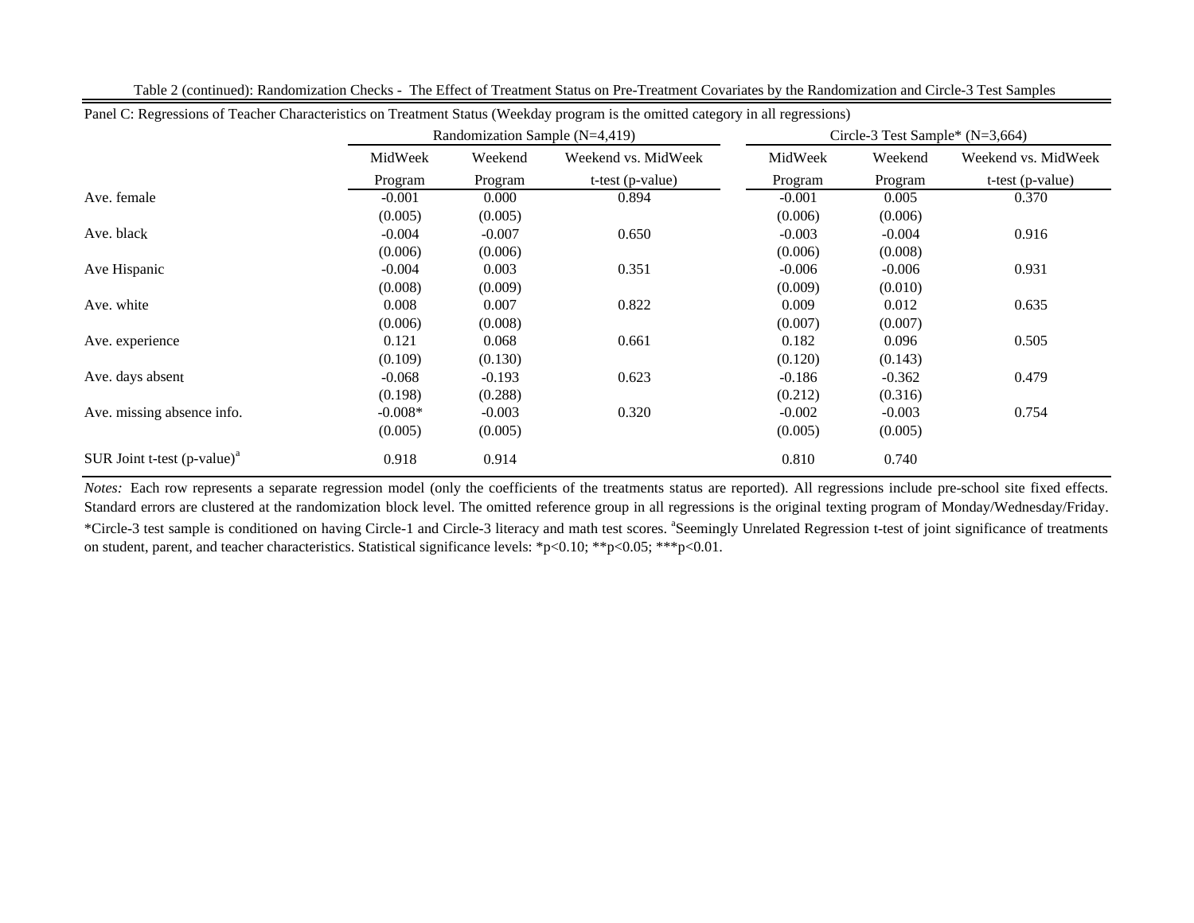Table 2 (continued): Randomization Checks - The Effect of Treatment Status on Pre-Treatment Covariates by the Randomization and Circle-3 Test Samples

Panel C: Regressions of Teacher Characteristics on Treatment Status (Weekday program is the omitted category in all regressions)

| | Randomization Sample (N=4,419) | | | Circle-3 Test Sample* (N=3,664) | | |
|---|---|---|---|---|---|---|
| | MidWeek Program | Weekend Program | Weekend vs. MidWeek t-test (p-value) | MidWeek Program | Weekend Program | Weekend vs. MidWeek t-test (p-value) |
| Ave. female | -0.001 | 0.000 | 0.894 | -0.001 | 0.005 | 0.370 |
| | (0.005) | (0.005) | | (0.006) | (0.006) | |
| Ave. black | -0.004 | -0.007 | 0.650 | -0.003 | -0.004 | 0.916 |
| | (0.006) | (0.006) | | (0.006) | (0.008) | |
| Ave Hispanic | -0.004 | 0.003 | 0.351 | -0.006 | -0.006 | 0.931 |
| | (0.008) | (0.009) | | (0.009) | (0.010) | |
| Ave. white | 0.008 | 0.007 | 0.822 | 0.009 | 0.012 | 0.635 |
| | (0.006) | (0.008) | | (0.007) | (0.007) | |
| Ave. experience | 0.121 | 0.068 | 0.661 | 0.182 | 0.096 | 0.505 |
| | (0.109) | (0.130) | | (0.120) | (0.143) | |
| Ave. days absent | -0.068 | -0.193 | 0.623 | -0.186 | -0.362 | 0.479 |
| | (0.198) | (0.288) | | (0.212) | (0.316) | |
| Ave. missing absence info. | -0.008* | -0.003 | 0.320 | -0.002 | -0.003 | 0.754 |
| | (0.005) | (0.005) | | (0.005) | (0.005) | |
| SUR Joint t-test (p-value)[a] | 0.918 | 0.914 | | 0.810 | 0.740 | |

*Notes:* Each row represents a separate regression model (only the coefficients of the treatments status are reported). All regressions include pre-school site fixed effects. Standard errors are clustered at the randomization block level. The omitted reference group in all regressions is the original texting program of Monday/Wednesday/Friday. *Circle-3 test sample is conditioned on having Circle-1 and Circle-3 literacy and math test scores. [a]Seemingly Unrelated Regression t-test of joint significance of treatments on student, parent, and teacher characteristics. Statistical significance levels: *p<0.10; **p<0.05; ***p<0.01.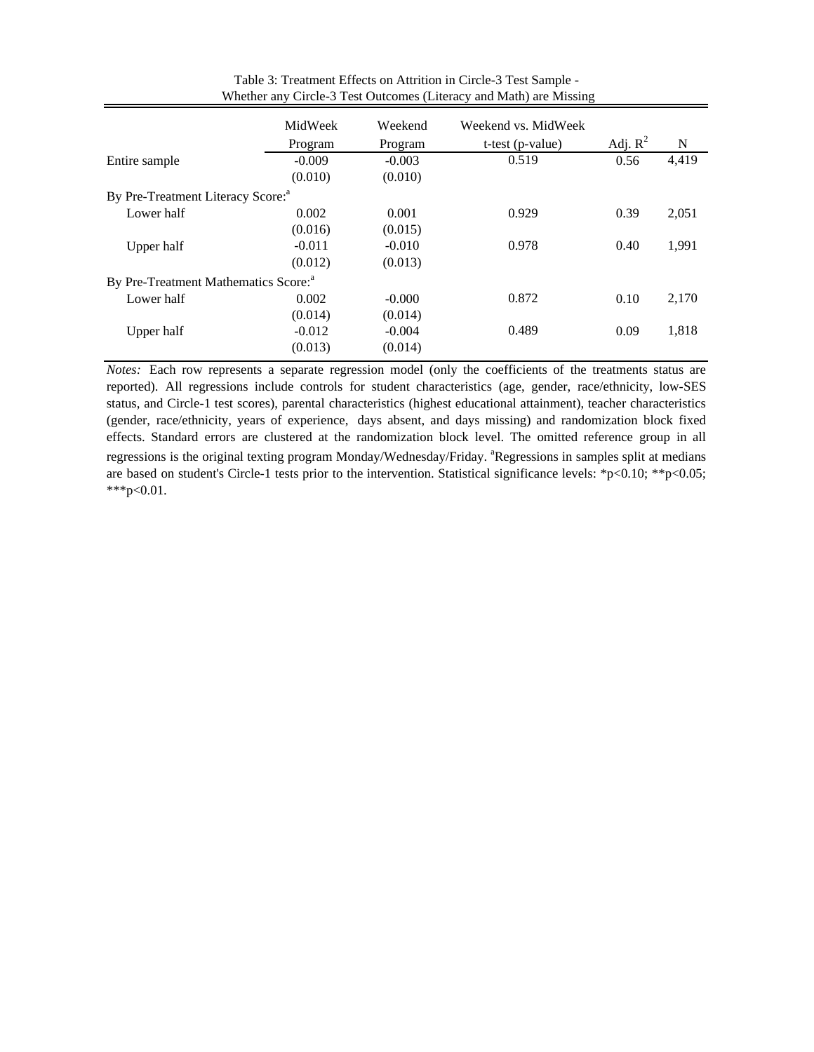Table 3: Treatment Effects on Attrition in Circle-3 Test Sample - Whether any Circle-3 Test Outcomes (Literacy and Math) are Missing

| | MidWeek Program | Weekend Program | Weekend vs. MidWeek t-test (p-value) | Adj. $R^2$ | N |
|---|---|---|---|---|---|
| Entire sample | -0.009 | -0.003 | 0.519 | 0.56 | 4,419 |
| | (0.010) | (0.010) | | | |
| By Pre-Treatment Literacy Score:[a] | | | | | |
| Lower half | 0.002 | 0.001 | 0.929 | 0.39 | 2,051 |
| | (0.016) | (0.015) | | | |
| Upper half | -0.011 | -0.010 | 0.978 | 0.40 | 1,991 |
| | (0.012) | (0.013) | | | |
| By Pre-Treatment Mathematics Score:[a] | | | | | |
| Lower half | 0.002 | -0.000 | 0.872 | 0.10 | 2,170 |
| | (0.014) | (0.014) | | | |
| Upper half | -0.012 | -0.004 | 0.489 | 0.09 | 1,818 |
| | (0.013) | (0.014) | | | |

*Notes:* Each row represents a separate regression model (only the coefficients of the treatments status are reported). All regressions include controls for student characteristics (age, gender, race/ethnicity, low-SES status, and Circle-1 test scores), parental characteristics (highest educational attainment), teacher characteristics (gender, race/ethnicity, years of experience, days absent, and days missing) and randomization block fixed effects. Standard errors are clustered at the randomization block level. The omitted reference group in all regressions is the original texting program Monday/Wednesday/Friday. [a]Regressions in samples split at medians are based on student's Circle-1 tests prior to the intervention. Statistical significance levels: *p<0.10; **p<0.05; ***p<0.01.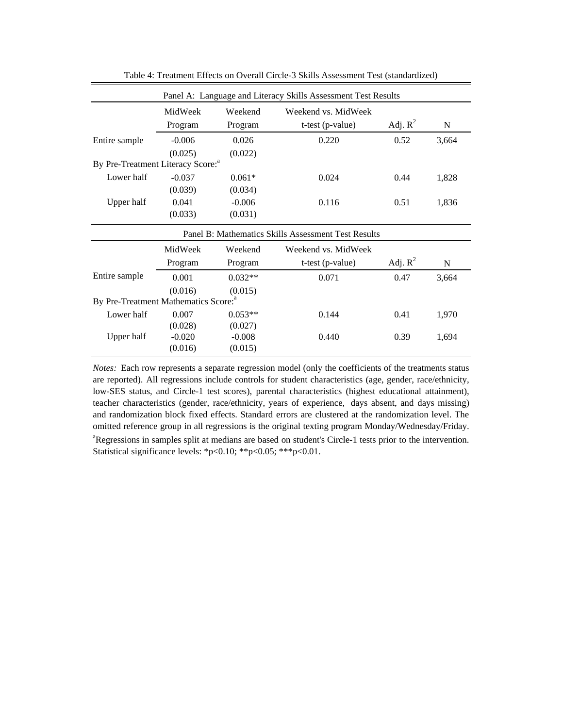Table 4: Treatment Effects on Overall Circle-3 Skills Assessment Test (standardized)

| Panel A: Language and Literacy Skills Assessment Test Results | | | | | |
|---|---|---|---|---|---|
| | MidWeek Program | Weekend Program | Weekend vs. MidWeek t-test (p-value) | Adj. $R^2$ | N |
| Entire sample | -0.006 | 0.026 | 0.220 | 0.52 | 3,664 |
| | (0.025) | (0.022) | | | |
| By Pre-Treatment Literacy Score:[a] | | | | | |
| Lower half | -0.037 | 0.061* | 0.024 | 0.44 | 1,828 |
| | (0.039) | (0.034) | | | |
| Upper half | 0.041 | -0.006 | 0.116 | 0.51 | 1,836 |
| | (0.033) | (0.031) | | | |

| Panel B: Mathematics Skills Assessment Test Results | | | | | |
|---|---|---|---|---|---|
| | MidWeek Program | Weekend Program | Weekend vs. MidWeek t-test (p-value) | Adj. $R^2$ | N |
| Entire sample | 0.001 | 0.032** | 0.071 | 0.47 | 3,664 |
| | (0.016) | (0.015) | | | |
| By Pre-Treatment Mathematics Score:[a] | | | | | |
| Lower half | 0.007 | 0.053** | 0.144 | 0.41 | 1,970 |
| | (0.028) | (0.027) | | | |
| Upper half | -0.020 | -0.008 | 0.440 | 0.39 | 1,694 |
| | (0.016) | (0.015) | | | |

*Notes:* Each row represents a separate regression model (only the coefficients of the treatments status are reported). All regressions include controls for student characteristics (age, gender, race/ethnicity, low-SES status, and Circle-1 test scores), parental characteristics (highest educational attainment), teacher characteristics (gender, race/ethnicity, years of experience, days absent, and days missing) and randomization block fixed effects. Standard errors are clustered at the randomization level. The omitted reference group in all regressions is the original texting program Monday/Wednesday/Friday.
[a]Regressions in samples split at medians are based on student's Circle-1 tests prior to the intervention.
Statistical significance levels: *p<0.10; **p<0.05; ***p<0.01.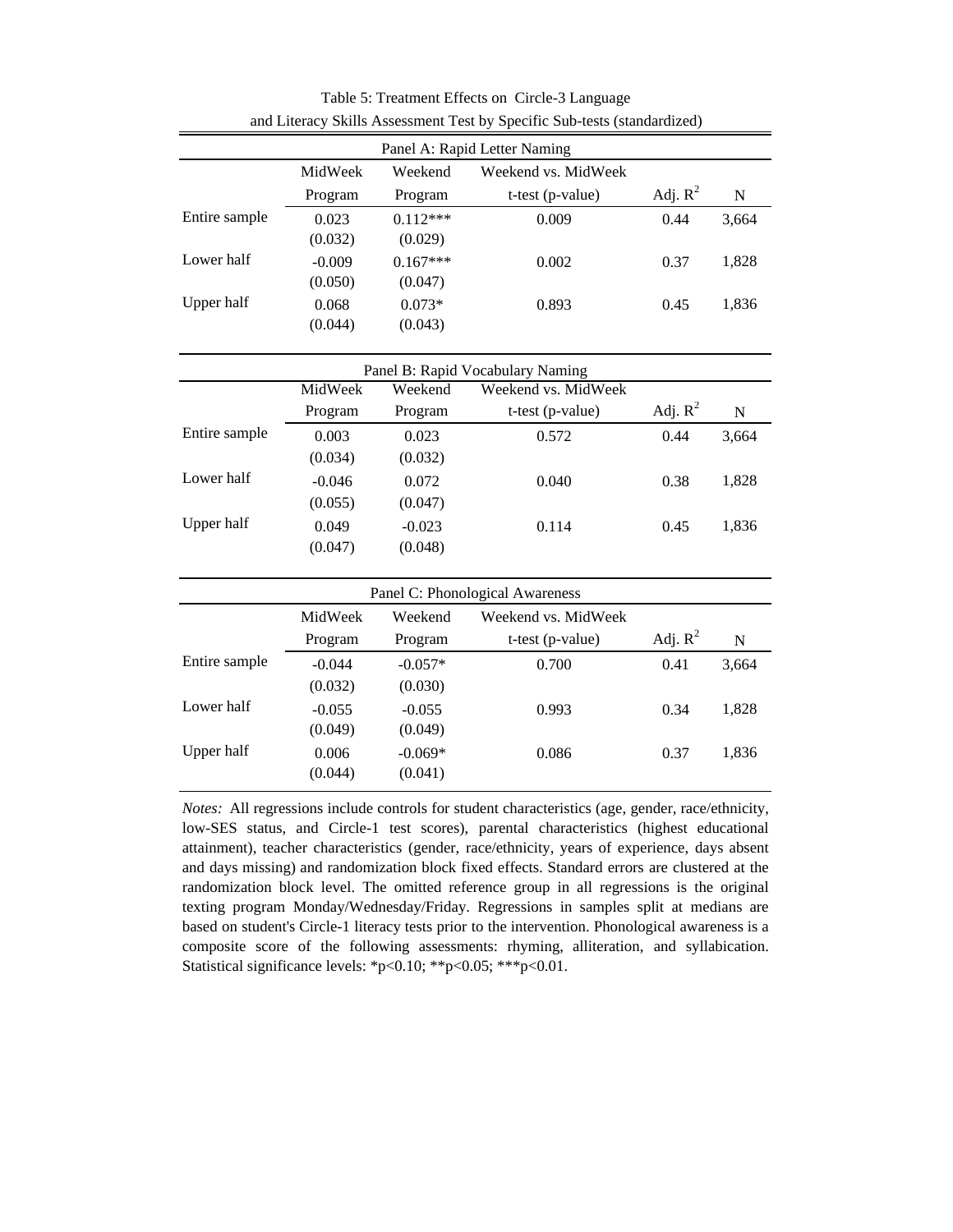Table 5: Treatment Effects on Circle-3 Language and Literacy Skills Assessment Test by Specific Sub-tests (standardized)

| Panel A: Rapid Letter Naming | | | | | |
|---|---|---|---|---|---|
| | MidWeek Program | Weekend Program | Weekend vs. MidWeek t-test (p-value) | Adj. $R^2$ | N |
| Entire sample | 0.023 | 0.112*** | 0.009 | 0.44 | 3,664 |
| | (0.032) | (0.029) | | | |
| Lower half | -0.009 | 0.167*** | 0.002 | 0.37 | 1,828 |
| | (0.050) | (0.047) | | | |
| Upper half | 0.068 | 0.073* | 0.893 | 0.45 | 1,836 |
| | (0.044) | (0.043) | | | |

| Panel B: Rapid Vocabulary Naming | | | | | |
|---|---|---|---|---|---|
| | MidWeek Program | Weekend Program | Weekend vs. MidWeek t-test (p-value) | Adj. $R^2$ | N |
| Entire sample | 0.003 | 0.023 | 0.572 | 0.44 | 3,664 |
| | (0.034) | (0.032) | | | |
| Lower half | -0.046 | 0.072 | 0.040 | 0.38 | 1,828 |
| | (0.055) | (0.047) | | | |
| Upper half | 0.049 | -0.023 | 0.114 | 0.45 | 1,836 |
| | (0.047) | (0.048) | | | |

| Panel C: Phonological Awareness | | | | | |
|---|---|---|---|---|---|
| | MidWeek Program | Weekend Program | Weekend vs. MidWeek t-test (p-value) | Adj. $R^2$ | N |
| Entire sample | -0.044 | -0.057* | 0.700 | 0.41 | 3,664 |
| | (0.032) | (0.030) | | | |
| Lower half | -0.055 | -0.055 | 0.993 | 0.34 | 1,828 |
| | (0.049) | (0.049) | | | |
| Upper half | 0.006 | -0.069* | 0.086 | 0.37 | 1,836 |
| | (0.044) | (0.041) | | | |

*Notes:* All regressions include controls for student characteristics (age, gender, race/ethnicity, low-SES status, and Circle-1 test scores), parental characteristics (highest educational attainment), teacher characteristics (gender, race/ethnicity, years of experience, days absent and days missing) and randomization block fixed effects. Standard errors are clustered at the randomization block level. The omitted reference group in all regressions is the original texting program Monday/Wednesday/Friday. Regressions in samples split at medians are based on student's Circle-1 literacy tests prior to the intervention. Phonological awareness is a composite score of the following assessments: rhyming, alliteration, and syllabication. Statistical significance levels: *p<0.10; **p<0.05; ***p<0.01.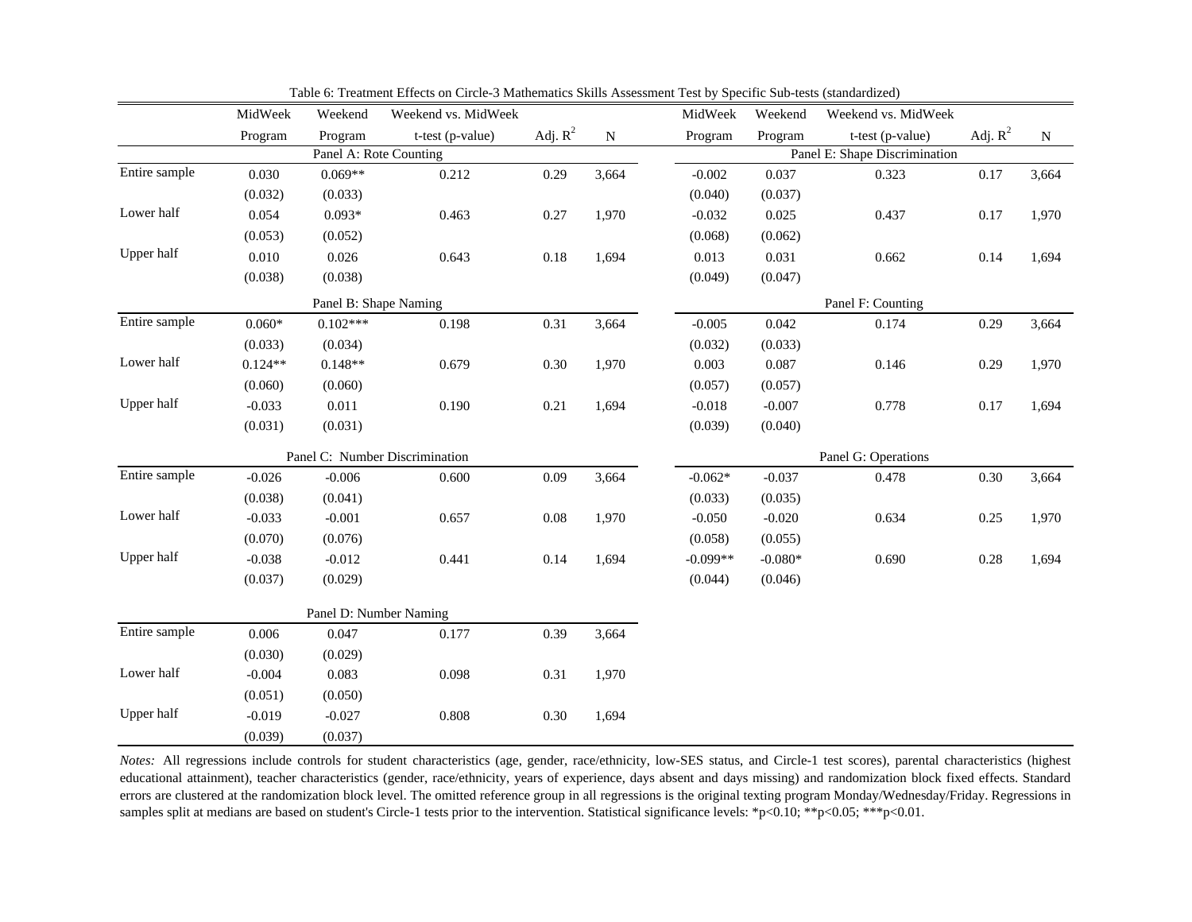Table 6: Treatment Effects on Circle-3 Mathematics Skills Assessment Test by Specific Sub-tests (standardized)

| | MidWeek Program | Weekend Program | Weekend vs. MidWeek t-test (p-value) | Adj. $R^2$ | N | MidWeek Program | Weekend Program | Weekend vs. MidWeek t-test (p-value) | Adj. $R^2$ | N |
|---|---|---|---|---|---|---|---|---|---|---|
| | Panel A: Rote Counting | | | | | Panel E: Shape Discrimination | | | | |
| Entire sample | 0.030 | 0.069** | 0.212 | 0.29 | 3,664 | -0.002 | 0.037 | 0.323 | 0.17 | 3,664 |
| | (0.032) | (0.033) | | | | (0.040) | (0.037) | | | |
| Lower half | 0.054 | 0.093* | 0.463 | 0.27 | 1,970 | -0.032 | 0.025 | 0.437 | 0.17 | 1,970 |
| | (0.053) | (0.052) | | | | (0.068) | (0.062) | | | |
| Upper half | 0.010 | 0.026 | 0.643 | 0.18 | 1,694 | 0.013 | 0.031 | 0.662 | 0.14 | 1,694 |
| | (0.038) | (0.038) | | | | (0.049) | (0.047) | | | |
| | Panel B: Shape Naming | | | | | Panel F: Counting | | | | |
| Entire sample | 0.060* | 0.102*** | 0.198 | 0.31 | 3,664 | -0.005 | 0.042 | 0.174 | 0.29 | 3,664 |
| | (0.033) | (0.034) | | | | (0.032) | (0.033) | | | |
| Lower half | 0.124** | 0.148** | 0.679 | 0.30 | 1,970 | 0.003 | 0.087 | 0.146 | 0.29 | 1,970 |
| | (0.060) | (0.060) | | | | (0.057) | (0.057) | | | |
| Upper half | -0.033 | 0.011 | 0.190 | 0.21 | 1,694 | -0.018 | -0.007 | 0.778 | 0.17 | 1,694 |
| | (0.031) | (0.031) | | | | (0.039) | (0.040) | | | |
| | Panel C: Number Discrimination | | | | | Panel G: Operations | | | | |
| Entire sample | -0.026 | -0.006 | 0.600 | 0.09 | 3,664 | -0.062* | -0.037 | 0.478 | 0.30 | 3,664 |
| | (0.038) | (0.041) | | | | (0.033) | (0.035) | | | |
| Lower half | -0.033 | -0.001 | 0.657 | 0.08 | 1,970 | -0.050 | -0.020 | 0.634 | 0.25 | 1,970 |
| | (0.070) | (0.076) | | | | (0.058) | (0.055) | | | |
| Upper half | -0.038 | -0.012 | 0.441 | 0.14 | 1,694 | -0.099** | -0.080* | 0.690 | 0.28 | 1,694 |
| | (0.037) | (0.029) | | | | (0.044) | (0.046) | | | |
| | Panel D: Number Naming | | | | | | | | | |
| Entire sample | 0.006 | 0.047 | 0.177 | 0.39 | 3,664 | | | | | |
| | (0.030) | (0.029) | | | | | | | | |
| Lower half | -0.004 | 0.083 | 0.098 | 0.31 | 1,970 | | | | | |
| | (0.051) | (0.050) | | | | | | | | |
| Upper half | -0.019 | -0.027 | 0.808 | 0.30 | 1,694 | | | | | |
| | (0.039) | (0.037) | | | | | | | | |

*Notes:* All regressions include controls for student characteristics (age, gender, race/ethnicity, low-SES status, and Circle-1 test scores), parental characteristics (highest educational attainment), teacher characteristics (gender, race/ethnicity, years of experience, days absent and days missing) and randomization block fixed effects. Standard errors are clustered at the randomization block level. The omitted reference group in all regressions is the original texting program Monday/Wednesday/Friday. Regressions in samples split at medians are based on student's Circle-1 tests prior to the intervention. Statistical significance levels: *p<0.10; **p<0.05; ***p<0.01.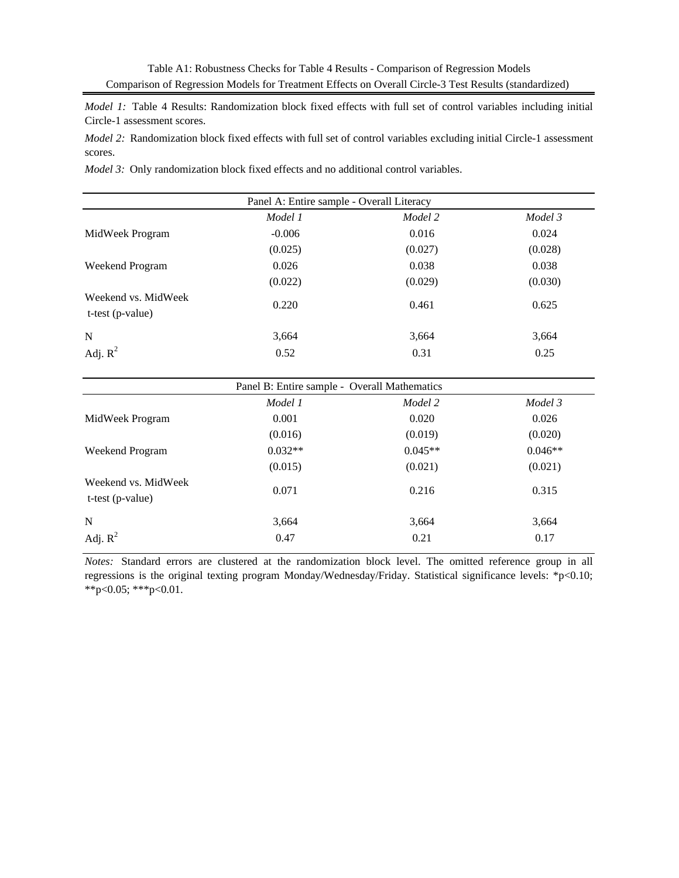Table A1: Robustness Checks for Table 4 Results - Comparison of Regression Models

Comparison of Regression Models for Treatment Effects on Overall Circle-3 Test Results (standardized)

*Model 1:* Table 4 Results: Randomization block fixed effects with full set of control variables including initial Circle-1 assessment scores.

*Model 2:* Randomization block fixed effects with full set of control variables excluding initial Circle-1 assessment scores.

*Model 3:* Only randomization block fixed effects and no additional control variables.

| Panel A: Entire sample - Overall Literacy | | | |
|---|---|---|---|
| | *Model 1* | *Model 2* | *Model 3* |
| MidWeek Program | -0.006 | 0.016 | 0.024 |
| | (0.025) | (0.027) | (0.028) |
| Weekend Program | 0.026 | 0.038 | 0.038 |
| | (0.022) | (0.029) | (0.030) |
| Weekend vs. MidWeek t-test (p-value) | 0.220 | 0.461 | 0.625 |
| N | 3,664 | 3,664 | 3,664 |
| Adj. $R^2$ | 0.52 | 0.31 | 0.25 |

| Panel B: Entire sample - Overall Mathematics | | | |
|---|---|---|---|
| | *Model 1* | *Model 2* | *Model 3* |
| MidWeek Program | 0.001 | 0.020 | 0.026 |
| | (0.016) | (0.019) | (0.020) |
| Weekend Program | 0.032** | 0.045** | 0.046** |
| | (0.015) | (0.021) | (0.021) |
| Weekend vs. MidWeek t-test (p-value) | 0.071 | 0.216 | 0.315 |
| N | 3,664 | 3,664 | 3,664 |
| Adj. $R^2$ | 0.47 | 0.21 | 0.17 |

*Notes:* Standard errors are clustered at the randomization block level. The omitted reference group in all regressions is the original texting program Monday/Wednesday/Friday. Statistical significance levels: *p<0.10; **p<0.05; ***p<0.01.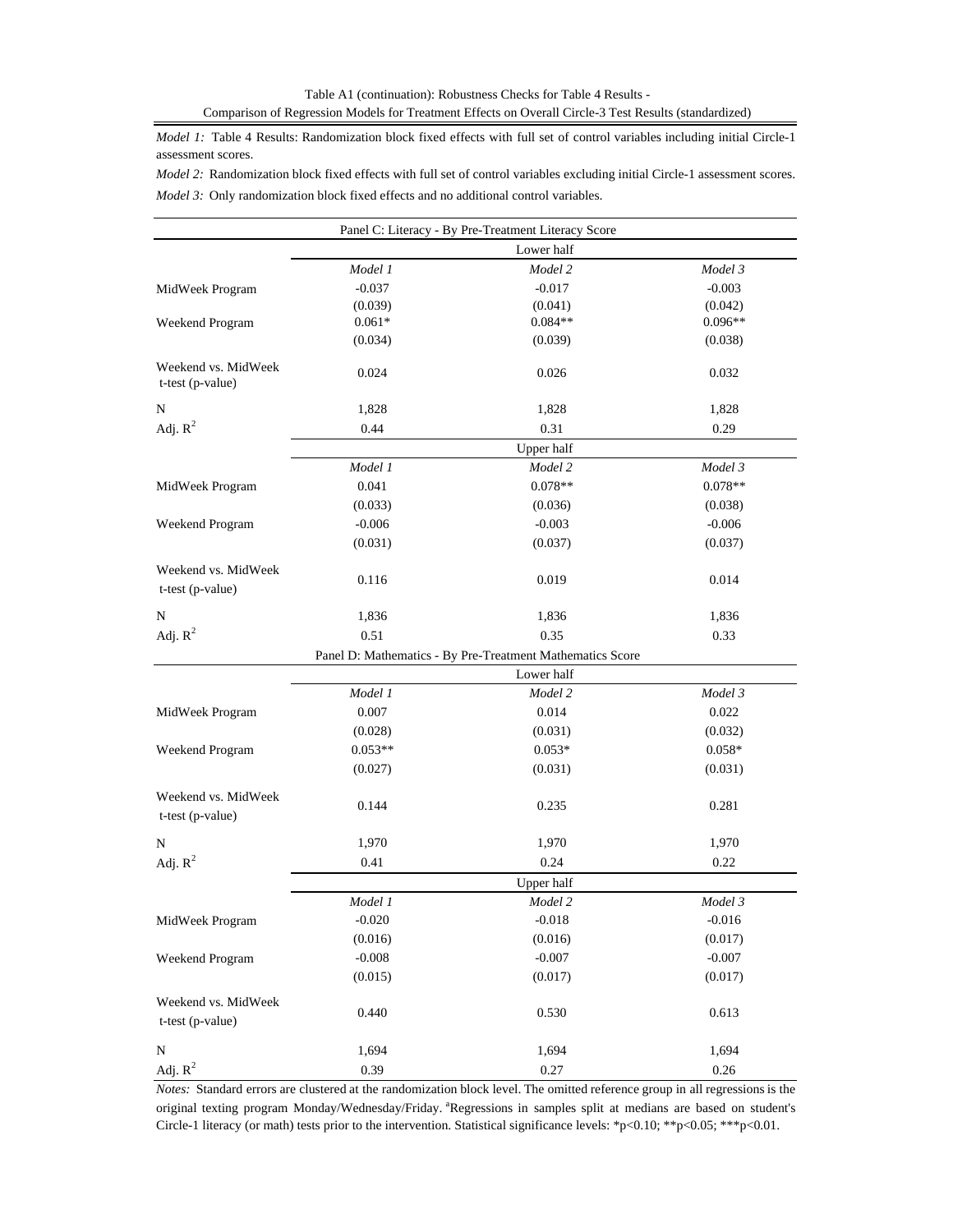Table A1 (continuation): Robustness Checks for Table 4 Results -
Comparison of Regression Models for Treatment Effects on Overall Circle-3 Test Results (standardized)

*Model 1:* Table 4 Results: Randomization block fixed effects with full set of control variables including initial Circle-1 assessment scores.

*Model 2:* Randomization block fixed effects with full set of control variables excluding initial Circle-1 assessment scores.

*Model 3:* Only randomization block fixed effects and no additional control variables.

| Panel C: Literacy - By Pre-Treatment Literacy Score | | | |
|---|---|---|---|
| | Lower half | | |
| | *Model 1* | *Model 2* | *Model 3* |
| MidWeek Program | -0.037 | -0.017 | -0.003 |
| | (0.039) | (0.041) | (0.042) |
| Weekend Program | 0.061* | 0.084** | 0.096** |
| | (0.034) | (0.039) | (0.038) |
| Weekend vs. MidWeek t-test (p-value) | 0.024 | 0.026 | 0.032 |
| N | 1,828 | 1,828 | 1,828 |
| Adj. $R^2$ | 0.44 | 0.31 | 0.29 |
| | Upper half | | |
| | *Model 1* | *Model 2* | *Model 3* |
| MidWeek Program | 0.041 | 0.078** | 0.078** |
| | (0.033) | (0.036) | (0.038) |
| Weekend Program | -0.006 | -0.003 | -0.006 |
| | (0.031) | (0.037) | (0.037) |
| Weekend vs. MidWeek t-test (p-value) | 0.116 | 0.019 | 0.014 |
| N | 1,836 | 1,836 | 1,836 |
| Adj. $R^2$ | 0.51 | 0.35 | 0.33 |
| **Panel D: Mathematics - By Pre-Treatment Mathematics Score** | | | |
| | Lower half | | |
| | *Model 1* | *Model 2* | *Model 3* |
| MidWeek Program | 0.007 | 0.014 | 0.022 |
| | (0.028) | (0.031) | (0.032) |
| Weekend Program | 0.053** | 0.053* | 0.058* |
| | (0.027) | (0.031) | (0.031) |
| Weekend vs. MidWeek t-test (p-value) | 0.144 | 0.235 | 0.281 |
| N | 1,970 | 1,970 | 1,970 |
| Adj. $R^2$ | 0.41 | 0.24 | 0.22 |
| | Upper half | | |
| | *Model 1* | *Model 2* | *Model 3* |
| MidWeek Program | -0.020 | -0.018 | -0.016 |
| | (0.016) | (0.016) | (0.017) |
| Weekend Program | -0.008 | -0.007 | -0.007 |
| | (0.015) | (0.017) | (0.017) |
| Weekend vs. MidWeek t-test (p-value) | 0.440 | 0.530 | 0.613 |
| N | 1,694 | 1,694 | 1,694 |
| Adj. $R^2$ | 0.39 | 0.27 | 0.26 |

*Notes:* Standard errors are clustered at the randomization block level. The omitted reference group in all regressions is the original texting program Monday/Wednesday/Friday. [a]Regressions in samples split at medians are based on student's Circle-1 literacy (or math) tests prior to the intervention. Statistical significance levels: *p<0.10; **p<0.05; ***p<0.01.